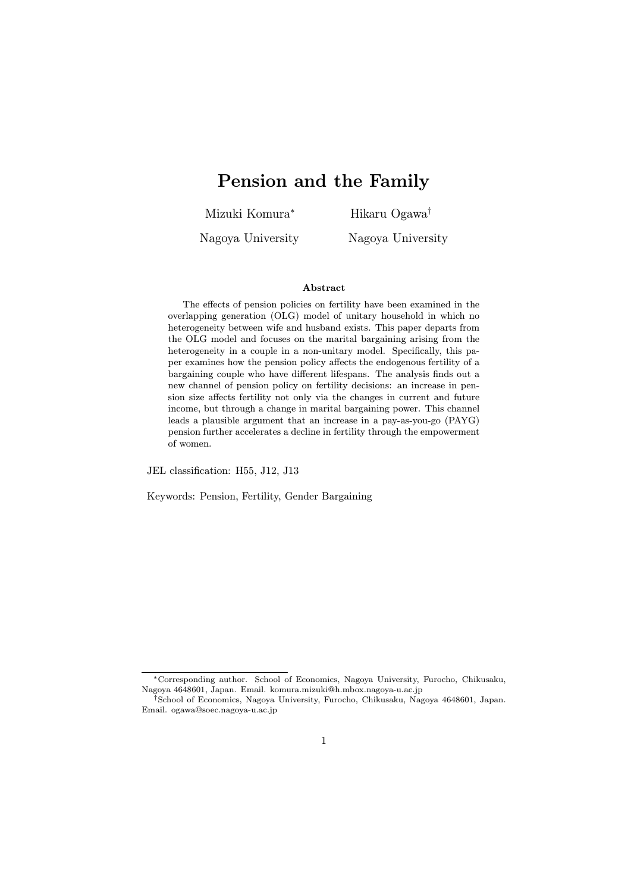# Pension and the Family

Mizuki Komura* Hikaru Ogawa†

Nagoya University Nagoya University

**Abstract**

The effects of pension policies on fertility have been examined in the overlapping generation (OLG) model of unitary household in which no heterogeneity between wife and husband exists. This paper departs from the OLG model and focuses on the marital bargaining arising from the heterogeneity in a couple in a non-unitary model. Specifically, this paper examines how the pension policy affects the endogenous fertility of a bargaining couple who have different lifespans. The analysis finds out a new channel of pension policy on fertility decisions: an increase in pension size affects fertility not only via the changes in current and future income, but through a change in marital bargaining power. This channel leads a plausible argument that an increase in a pay-as-you-go (PAYG) pension further accelerates a decline in fertility through the empowerment of women.

JEL classification: H55, J12, J13

Keywords: Pension, Fertility, Gender Bargaining

*Corresponding author. School of Economics, Nagoya University, Furocho, Chikusaku, Nagoya 4648601, Japan. Email. komura.mizuki@h.mbox.nagoya-u.ac.jp

†School of Economics, Nagoya University, Furocho, Chikusaku, Nagoya 4648601, Japan. Email. ogawa@soec.nagoya-u.ac.jp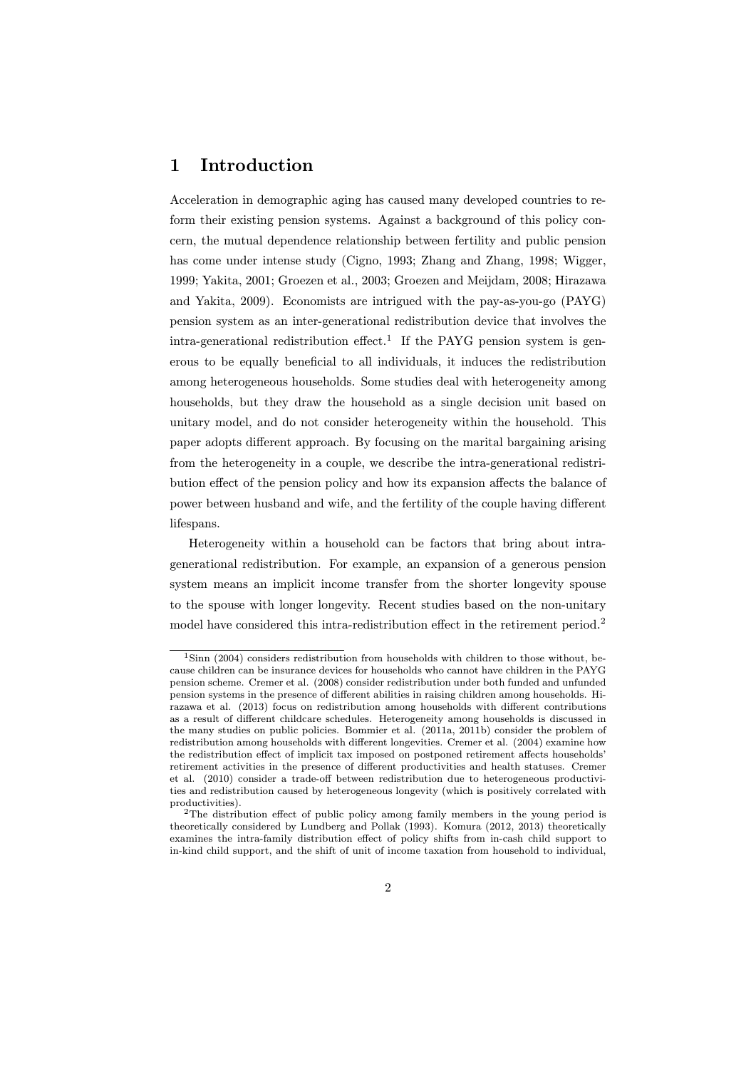# 1 Introduction

Acceleration in demographic aging has caused many developed countries to reform their existing pension systems. Against a background of this policy concern, the mutual dependence relationship between fertility and public pension has come under intense study (Cigno, 1993; Zhang and Zhang, 1998; Wigger, 1999; Yakita, 2001; Groezen et al., 2003; Groezen and Meijdam, 2008; Hirazawa and Yakita, 2009). Economists are intrigued with the pay-as-you-go (PAYG) pension system as an inter-generational redistribution device that involves the intra-generational redistribution effect.[1] If the PAYG pension system is generous to be equally beneficial to all individuals, it induces the redistribution among heterogeneous households. Some studies deal with heterogeneity among households, but they draw the household as a single decision unit based on unitary model, and do not consider heterogeneity within the household. This paper adopts different approach. By focusing on the marital bargaining arising from the heterogeneity in a couple, we describe the intra-generational redistribution effect of the pension policy and how its expansion affects the balance of power between husband and wife, and the fertility of the couple having different lifespans.

Heterogeneity within a household can be factors that bring about intra-generational redistribution. For example, an expansion of a generous pension system means an implicit income transfer from the shorter longevity spouse to the spouse with longer longevity. Recent studies based on the non-unitary model have considered this intra-redistribution effect in the retirement period.[2]

[1] Sinn (2004) considers redistribution from households with children to those without, because children can be insurance devices for households who cannot have children in the PAYG pension scheme. Cremer et al. (2008) consider redistribution under both funded and unfunded pension systems in the presence of different abilities in raising children among households. Hirazawa et al. (2013) focus on redistribution among households with different contributions as a result of different childcare schedules. Heterogeneity among households is discussed in the many studies on public policies. Bommier et al. (2011a, 2011b) consider the problem of redistribution among households with different longevities. Cremer et al. (2004) examine how the redistribution effect of implicit tax imposed on postponed retirement affects households' retirement activities in the presence of different productivities and health statuses. Cremer et al. (2010) consider a trade-off between redistribution due to heterogeneous productivities and redistribution caused by heterogeneous longevity (which is positively correlated with productivities).

[2] The distribution effect of public policy among family members in the young period is theoretically considered by Lundberg and Pollak (1993). Komura (2012, 2013) theoretically examines the intra-family distribution effect of policy shifts from in-cash child support to in-kind child support, and the shift of unit of income taxation from household to individual,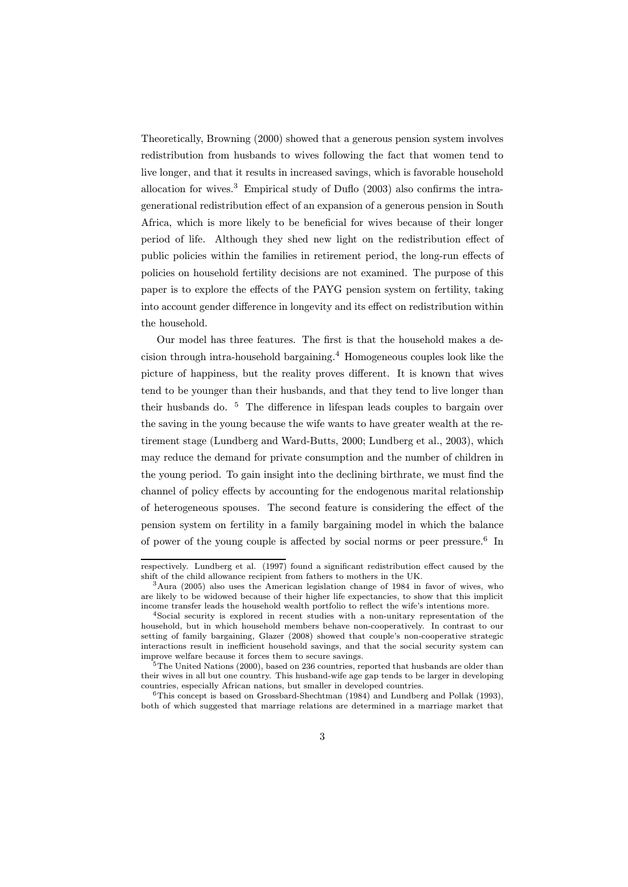Theoretically, Browning (2000) showed that a generous pension system involves redistribution from husbands to wives following the fact that women tend to live longer, and that it results in increased savings, which is favorable household allocation for wives.[3] Empirical study of Duflo (2003) also confirms the intra-generational redistribution effect of an expansion of a generous pension in South Africa, which is more likely to be beneficial for wives because of their longer period of life. Although they shed new light on the redistribution effect of public policies within the families in retirement period, the long-run effects of policies on household fertility decisions are not examined. The purpose of this paper is to explore the effects of the PAYG pension system on fertility, taking into account gender difference in longevity and its effect on redistribution within the household.

Our model has three features. The first is that the household makes a decision through intra-household bargaining.[4] Homogeneous couples look like the picture of happiness, but the reality proves different. It is known that wives tend to be younger than their husbands, and that they tend to live longer than their husbands do. [5] The difference in lifespan leads couples to bargain over the saving in the young because the wife wants to have greater wealth at the retirement stage (Lundberg and Ward-Butts, 2000; Lundberg et al., 2003), which may reduce the demand for private consumption and the number of children in the young period. To gain insight into the declining birthrate, we must find the channel of policy effects by accounting for the endogenous marital relationship of heterogeneous spouses. The second feature is considering the effect of the pension system on fertility in a family bargaining model in which the balance of power of the young couple is affected by social norms or peer pressure.[6] In

---

respectively. Lundberg et al. (1997) found a significant redistribution effect caused by the shift of the child allowance recipient from fathers to mothers in the UK.

[3] Aura (2005) also uses the American legislation change of 1984 in favor of wives, who are likely to be widowed because of their higher life expectancies, to show that this implicit income transfer leads the household wealth portfolio to reflect the wife's intentions more.

[4] Social security is explored in recent studies with a non-unitary representation of the household, but in which household members behave non-cooperatively. In contrast to our setting of family bargaining, Glazer (2008) showed that couple's non-cooperative strategic interactions result in inefficient household savings, and that the social security system can improve welfare because it forces them to secure savings.

[5] The United Nations (2000), based on 236 countries, reported that husbands are older than their wives in all but one country. This husband-wife age gap tends to be larger in developing countries, especially African nations, but smaller in developed countries.

[6] This concept is based on Grossbard-Shechtman (1984) and Lundberg and Pollak (1993), both of which suggested that marriage relations are determined in a marriage market that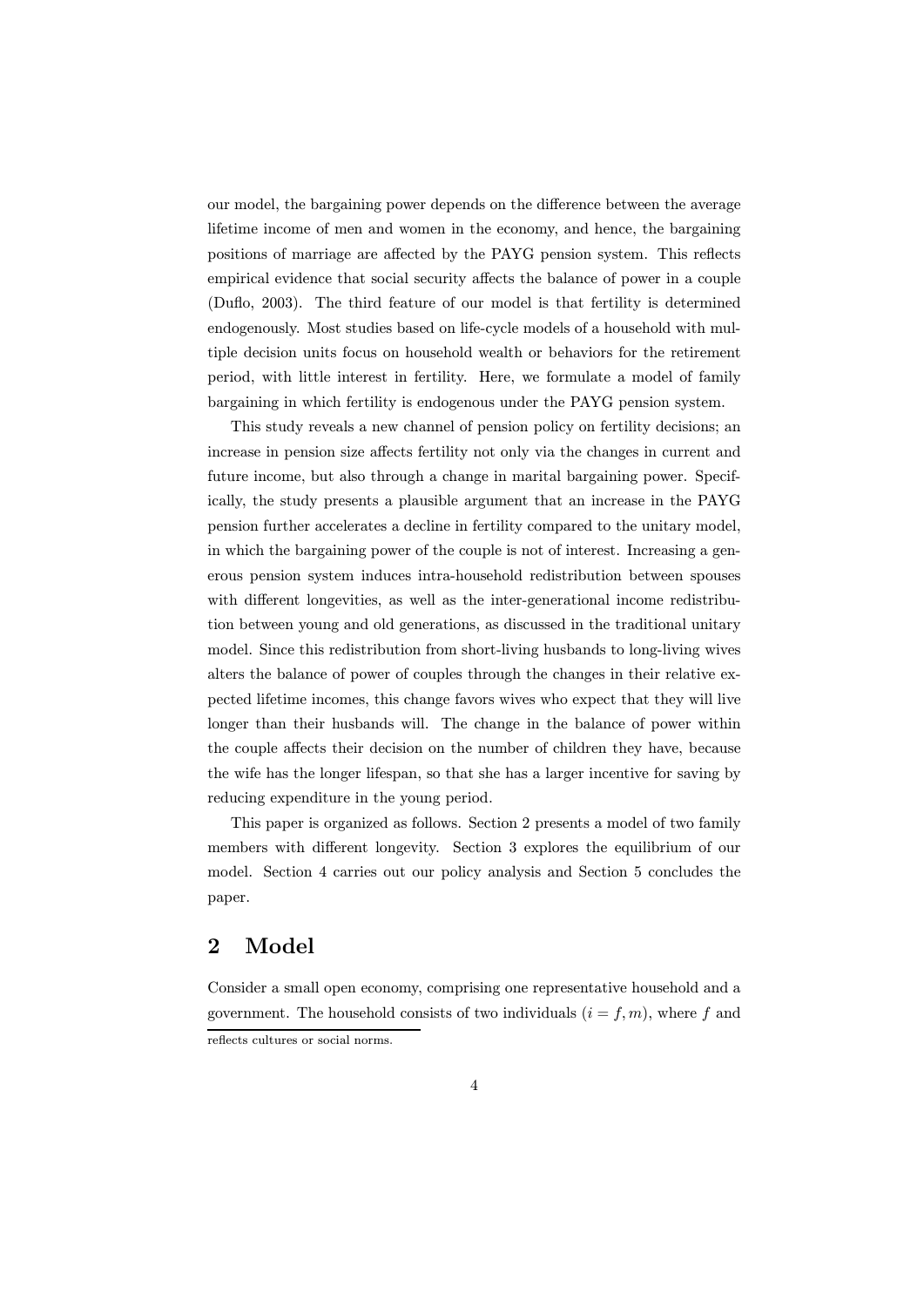our model, the bargaining power depends on the difference between the average lifetime income of men and women in the economy, and hence, the bargaining positions of marriage are affected by the PAYG pension system. This reflects empirical evidence that social security affects the balance of power in a couple (Duflo, 2003). The third feature of our model is that fertility is determined endogenously. Most studies based on life-cycle models of a household with multiple decision units focus on household wealth or behaviors for the retirement period, with little interest in fertility. Here, we formulate a model of family bargaining in which fertility is endogenous under the PAYG pension system.

This study reveals a new channel of pension policy on fertility decisions; an increase in pension size affects fertility not only via the changes in current and future income, but also through a change in marital bargaining power. Specifically, the study presents a plausible argument that an increase in the PAYG pension further accelerates a decline in fertility compared to the unitary model, in which the bargaining power of the couple is not of interest. Increasing a generous pension system induces intra-household redistribution between spouses with different longevities, as well as the inter-generational income redistribution between young and old generations, as discussed in the traditional unitary model. Since this redistribution from short-living husbands to long-living wives alters the balance of power of couples through the changes in their relative expected lifetime incomes, this change favors wives who expect that they will live longer than their husbands will. The change in the balance of power within the couple affects their decision on the number of children they have, because the wife has the longer lifespan, so that she has a larger incentive for saving by reducing expenditure in the young period.

This paper is organized as follows. Section 2 presents a model of two family members with different longevity. Section 3 explores the equilibrium of our model. Section 4 carries out our policy analysis and Section 5 concludes the paper.

## 2 Model

Consider a small open economy, comprising one representative household and a government. The household consists of two individuals ($i = f, m$), where $f$ and

reflects cultures or social norms.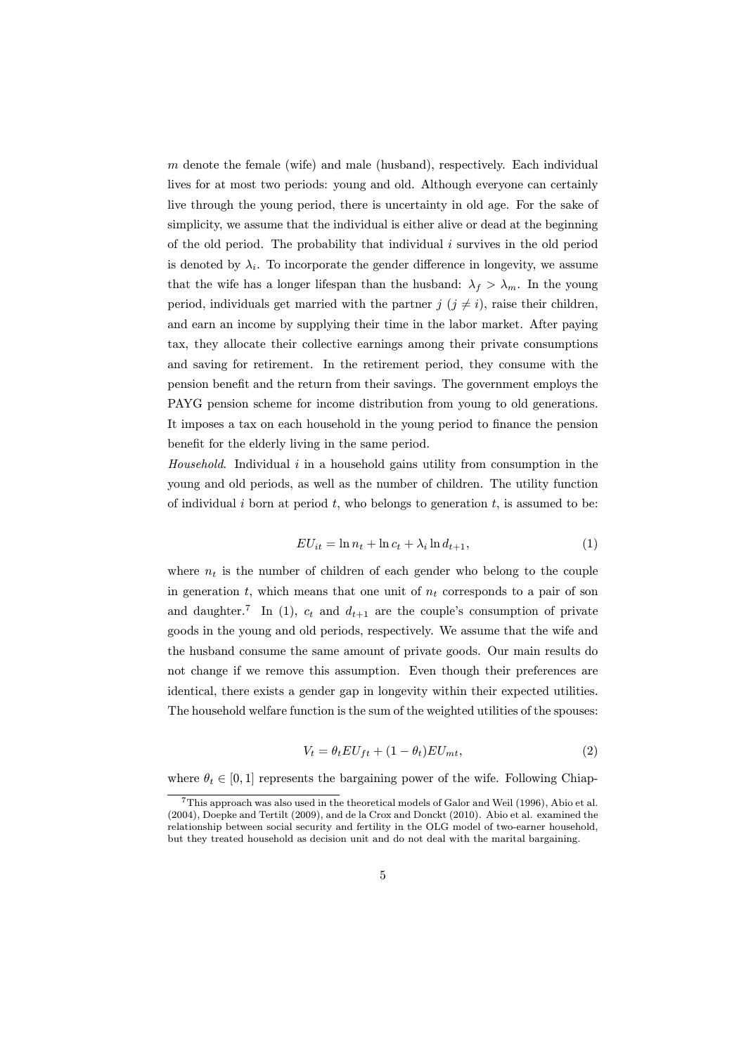$m$ denote the female (wife) and male (husband), respectively. Each individual lives for at most two periods: young and old. Although everyone can certainly live through the young period, there is uncertainty in old age. For the sake of simplicity, we assume that the individual is either alive or dead at the beginning of the old period. The probability that individual $i$ survives in the old period is denoted by $\lambda_i$. To incorporate the gender difference in longevity, we assume that the wife has a longer lifespan than the husband: $\lambda_f > \lambda_m$. In the young period, individuals get married with the partner $j$ ($j \neq i$), raise their children, and earn an income by supplying their time in the labor market. After paying tax, they allocate their collective earnings among their private consumptions and saving for retirement. In the retirement period, they consume with the pension benefit and the return from their savings. The government employs the PAYG pension scheme for income distribution from young to old generations. It imposes a tax on each household in the young period to finance the pension benefit for the elderly living in the same period.

*Household*. Individual $i$ in a household gains utility from consumption in the young and old periods, as well as the number of children. The utility function of individual $i$ born at period $t$, who belongs to generation $t$, is assumed to be:

$$EU_{it} = \ln n_t + \ln c_t + \lambda_i \ln d_{t+1}, \tag{1}$$

where $n_t$ is the number of children of each gender who belong to the couple in generation $t$, which means that one unit of $n_t$ corresponds to a pair of son and daughter.[7] In (1), $c_t$ and $d_{t+1}$ are the couple's consumption of private goods in the young and old periods, respectively. We assume that the wife and the husband consume the same amount of private goods. Our main results do not change if we remove this assumption. Even though their preferences are identical, there exists a gender gap in longevity within their expected utilities. The household welfare function is the sum of the weighted utilities of the spouses:

$$V_t = \theta_t EU_{ft} + (1 - \theta_t) EU_{mt}, \tag{2}$$

where $\theta_t \in [0, 1]$ represents the bargaining power of the wife. Following Chiap-

[7] This approach was also used in the theoretical models of Galor and Weil (1996), Abio et al. (2004), Doepke and Tertilt (2009), and de la Crox and Donckt (2010). Abio et al. examined the relationship between social security and fertility in the OLG model of two-earner household, but they treated household as decision unit and do not deal with the marital bargaining.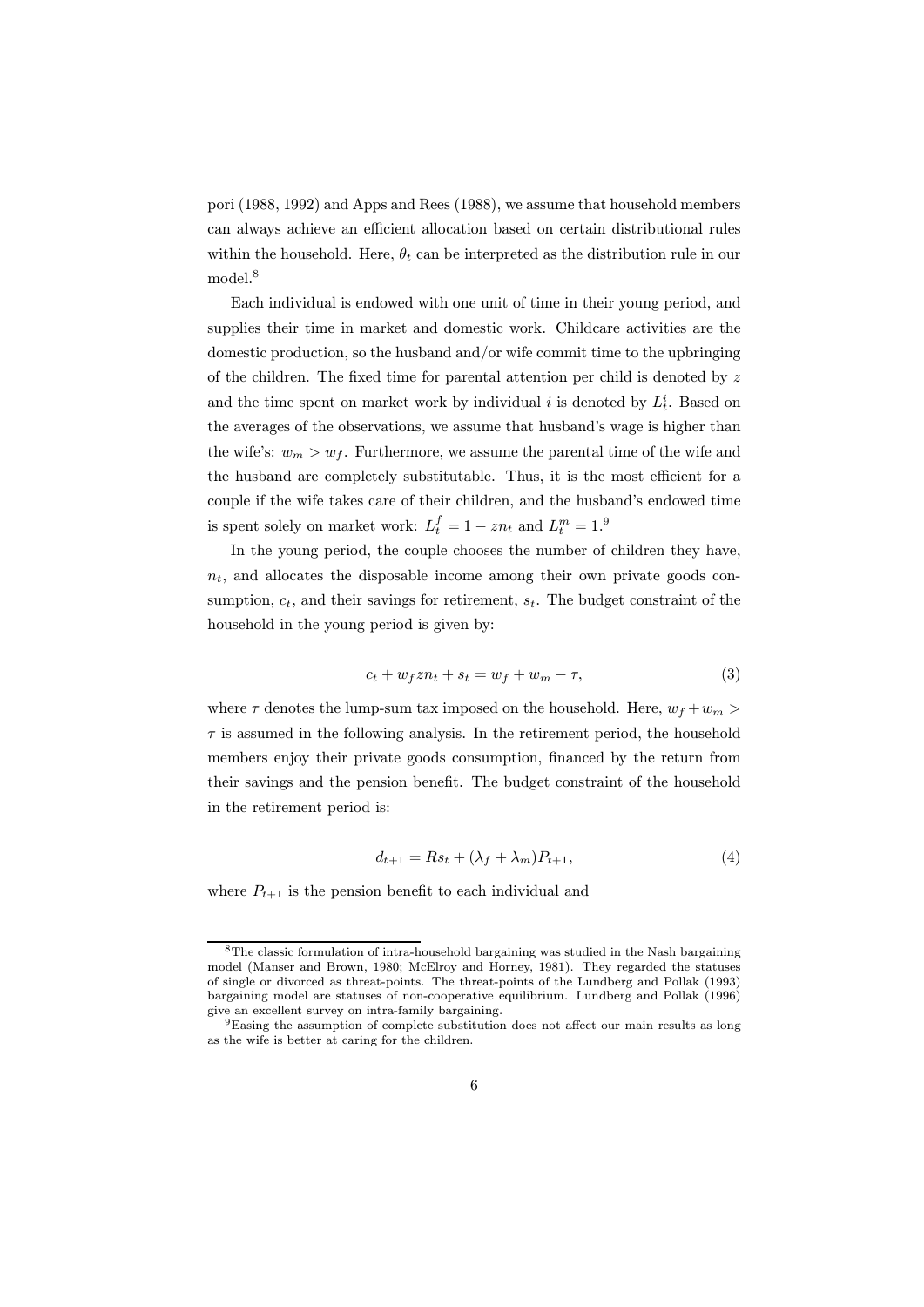pori (1988, 1992) and Apps and Rees (1988), we assume that household members can always achieve an efficient allocation based on certain distributional rules within the household. Here, $\theta_t$ can be interpreted as the distribution rule in our model.[8]

Each individual is endowed with one unit of time in their young period, and supplies their time in market and domestic work. Childcare activities are the domestic production, so the husband and/or wife commit time to the upbringing of the children. The fixed time for parental attention per child is denoted by $z$ and the time spent on market work by individual $i$ is denoted by $L_t^i$. Based on the averages of the observations, we assume that husband's wage is higher than the wife's: $w_m > w_f$. Furthermore, we assume the parental time of the wife and the husband are completely substitutable. Thus, it is the most efficient for a couple if the wife takes care of their children, and the husband's endowed time is spent solely on market work: $L_t^f = 1 - zn_t$ and $L_t^m = 1$.[9]

In the young period, the couple chooses the number of children they have, $n_t$, and allocates the disposable income among their own private goods consumption, $c_t$, and their savings for retirement, $s_t$. The budget constraint of the household in the young period is given by:

$$c_t + w_f z n_t + s_t = w_f + w_m - \tau, \tag{3}$$

where $\tau$ denotes the lump-sum tax imposed on the household. Here, $w_f + w_m > \tau$ is assumed in the following analysis. In the retirement period, the household members enjoy their private goods consumption, financed by the return from their savings and the pension benefit. The budget constraint of the household in the retirement period is:

$$d_{t+1} = Rs_t + (\lambda_f + \lambda_m)P_{t+1}, \tag{4}$$

where $P_{t+1}$ is the pension benefit to each individual and

[8] The classic formulation of intra-household bargaining was studied in the Nash bargaining model (Manser and Brown, 1980; McElroy and Horney, 1981). They regarded the statuses of single or divorced as threat-points. The threat-points of the Lundberg and Pollak (1993) bargaining model are statuses of non-cooperative equilibrium. Lundberg and Pollak (1996) give an excellent survey on intra-family bargaining.

[9] Easing the assumption of complete substitution does not affect our main results as long as the wife is better at caring for the children.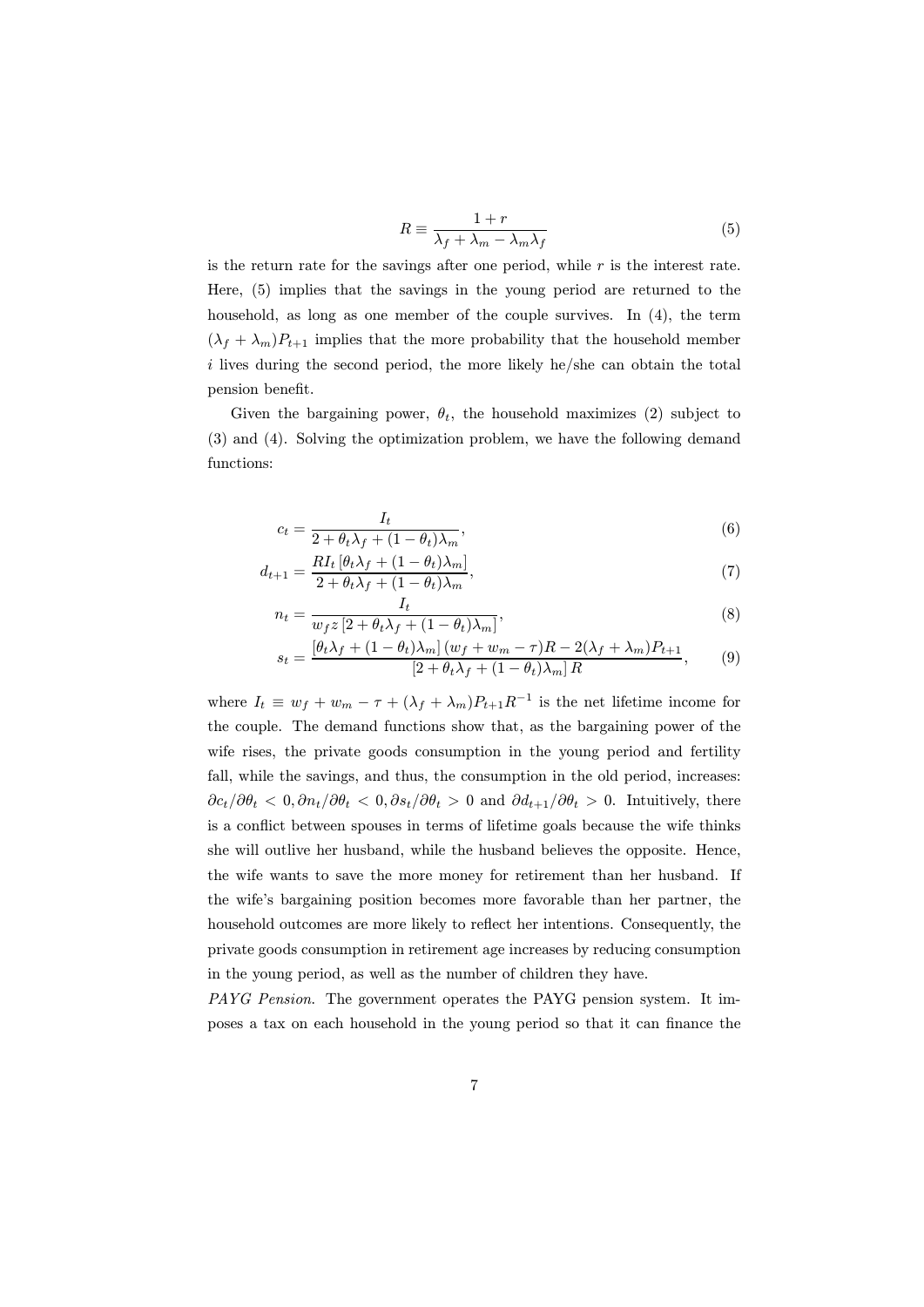$$R \equiv \frac{1+r}{\lambda_f + \lambda_m - \lambda_m \lambda_f} \tag{5}$$

is the return rate for the savings after one period, while $r$ is the interest rate. Here, (5) implies that the savings in the young period are returned to the household, as long as one member of the couple survives. In (4), the term $(\lambda_f + \lambda_m)P_{t+1}$ implies that the more probability that the household member $i$ lives during the second period, the more likely he/she can obtain the total pension benefit.

Given the bargaining power, $\theta_t$, the household maximizes (2) subject to (3) and (4). Solving the optimization problem, we have the following demand functions:

$$c_t = \frac{I_t}{2 + \theta_t \lambda_f + (1-\theta_t)\lambda_m}, \tag{6}$$

$$d_{t+1} = \frac{R I_t \left[\theta_t \lambda_f + (1-\theta_t)\lambda_m\right]}{2 + \theta_t \lambda_f + (1-\theta_t)\lambda_m}, \tag{7}$$

$$n_t = \frac{I_t}{w_f z \left[2 + \theta_t \lambda_f + (1-\theta_t)\lambda_m\right]}, \tag{8}$$

$$s_t = \frac{\left[\theta_t \lambda_f + (1-\theta_t)\lambda_m\right](w_f + w_m - \tau)R - 2(\lambda_f + \lambda_m)P_{t+1}}{\left[2 + \theta_t \lambda_f + (1-\theta_t)\lambda_m\right]R}, \tag{9}$$

where $I_t \equiv w_f + w_m - \tau + (\lambda_f + \lambda_m)P_{t+1}R^{-1}$ is the net lifetime income for the couple. The demand functions show that, as the bargaining power of the wife rises, the private goods consumption in the young period and fertility fall, while the savings, and thus, the consumption in the old period, increases: $\partial c_t / \partial \theta_t < 0, \partial n_t / \partial \theta_t < 0, \partial s_t / \partial \theta_t > 0$ and $\partial d_{t+1} / \partial \theta_t > 0$. Intuitively, there is a conflict between spouses in terms of lifetime goals because the wife thinks she will outlive her husband, while the husband believes the opposite. Hence, the wife wants to save the more money for retirement than her husband. If the wife's bargaining position becomes more favorable than her partner, the household outcomes are more likely to reflect her intentions. Consequently, the private goods consumption in retirement age increases by reducing consumption in the young period, as well as the number of children they have.

*PAYG Pension.* The government operates the PAYG pension system. It imposes a tax on each household in the young period so that it can finance the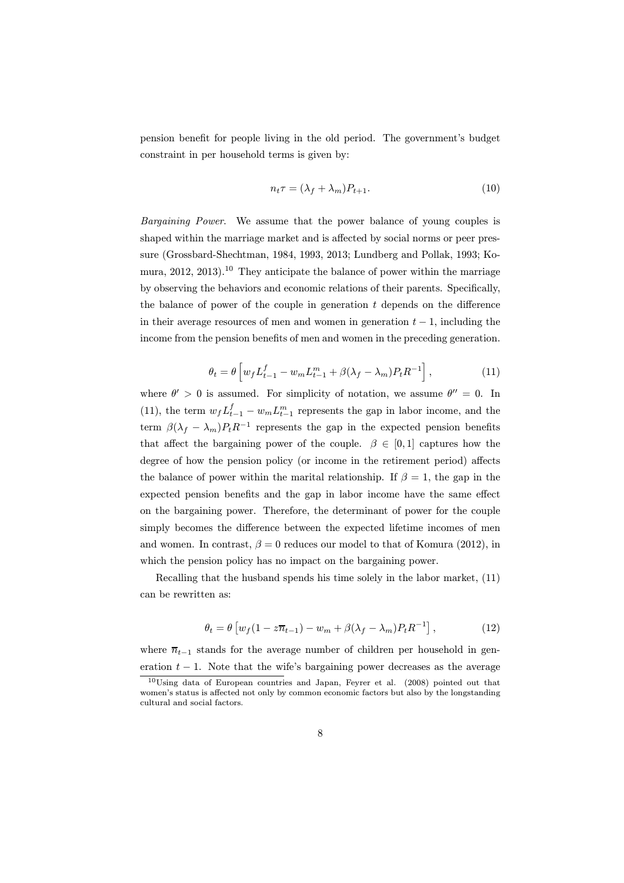pension benefit for people living in the old period. The government's budget constraint in per household terms is given by:

$$n_t\tau = (\lambda_f + \lambda_m)P_{t+1}. \tag{10}$$

*Bargaining Power.* We assume that the power balance of young couples is shaped within the marriage market and is affected by social norms or peer pressure (Grossbard-Shechtman, 1984, 1993, 2013; Lundberg and Pollak, 1993; Komura, 2012, 2013).[10] They anticipate the balance of power within the marriage by observing the behaviors and economic relations of their parents. Specifically, the balance of power of the couple in generation $t$ depends on the difference in their average resources of men and women in generation $t-1$, including the income from the pension benefits of men and women in the preceding generation.

$$\theta_t = \theta\left[w_f L_{t-1}^f - w_m L_{t-1}^m + \beta(\lambda_f - \lambda_m)P_t R^{-1}\right], \tag{11}$$

where $\theta' > 0$ is assumed. For simplicity of notation, we assume $\theta'' = 0$. In (11), the term $w_f L_{t-1}^f - w_m L_{t-1}^m$ represents the gap in labor income, and the term $\beta(\lambda_f - \lambda_m)P_t R^{-1}$ represents the gap in the expected pension benefits that affect the bargaining power of the couple. $\beta \in [0,1]$ captures how the degree of how the pension policy (or income in the retirement period) affects the balance of power within the marital relationship. If $\beta = 1$, the gap in the expected pension benefits and the gap in labor income have the same effect on the bargaining power. Therefore, the determinant of power for the couple simply becomes the difference between the expected lifetime incomes of men and women. In contrast, $\beta = 0$ reduces our model to that of Komura (2012), in which the pension policy has no impact on the bargaining power.

Recalling that the husband spends his time solely in the labor market, (11) can be rewritten as:

$$\theta_t = \theta\left[w_f(1 - z\overline{n}_{t-1}) - w_m + \beta(\lambda_f - \lambda_m)P_t R^{-1}\right], \tag{12}$$

where $\overline{n}_{t-1}$ stands for the average number of children per household in generation $t-1$. Note that the wife's bargaining power decreases as the average

[10] Using data of European countries and Japan, Feyrer et al. (2008) pointed out that women's status is affected not only by common economic factors but also by the longstanding cultural and social factors.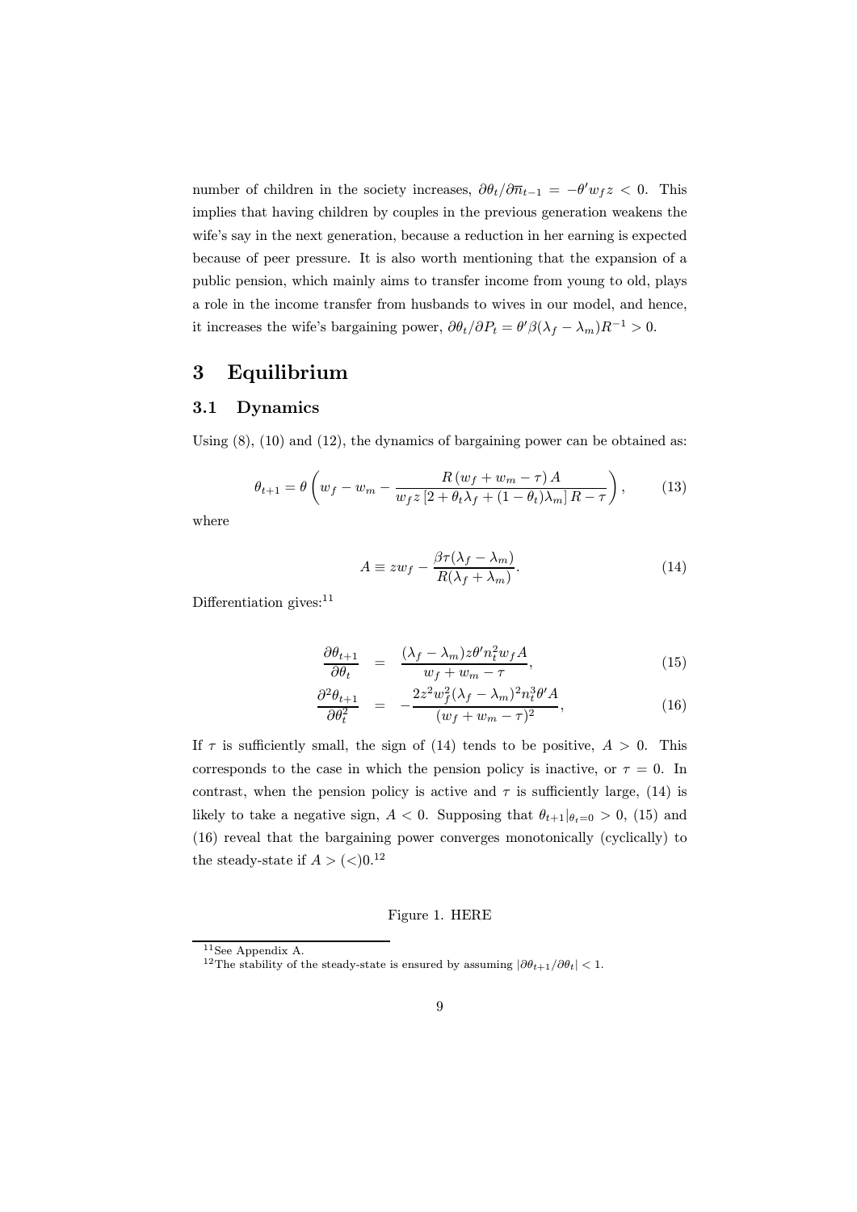number of children in the society increases, $\partial \theta_t / \partial \overline{n}_{t-1} = -\theta' w_f z < 0$. This implies that having children by couples in the previous generation weakens the wife's say in the next generation, because a reduction in her earning is expected because of peer pressure. It is also worth mentioning that the expansion of a public pension, which mainly aims to transfer income from young to old, plays a role in the income transfer from husbands to wives in our model, and hence, it increases the wife's bargaining power, $\partial \theta_t / \partial P_t = \theta' \beta (\lambda_f - \lambda_m) R^{-1} > 0$.

# 3 Equilibrium

## 3.1 Dynamics

Using (8), (10) and (12), the dynamics of bargaining power can be obtained as:

$$\theta_{t+1} = \theta \left( w_f - w_m - \frac{R \left( w_f + w_m - \tau \right) A}{w_f z \left[ 2 + \theta_t \lambda_f + (1 - \theta_t) \lambda_m \right] R - \tau} \right), \qquad (13)$$

where

$$A \equiv z w_f - \frac{\beta \tau (\lambda_f - \lambda_m)}{R(\lambda_f + \lambda_m)}. \qquad (14)$$

Differentiation gives:[11]

$$\frac{\partial \theta_{t+1}}{\partial \theta_t} = \frac{(\lambda_f - \lambda_m) z \theta' n_t^2 w_f A}{w_f + w_m - \tau}, \qquad (15)$$

$$\frac{\partial^2 \theta_{t+1}}{\partial \theta_t^2} = -\frac{2 z^2 w_f^2 (\lambda_f - \lambda_m)^2 n_t^3 \theta' A}{(w_f + w_m - \tau)^2}, \qquad (16)$$

If $\tau$ is sufficiently small, the sign of (14) tends to be positive, $A > 0$. This corresponds to the case in which the pension policy is inactive, or $\tau = 0$. In contrast, when the pension policy is active and $\tau$ is sufficiently large, (14) is likely to take a negative sign, $A < 0$. Supposing that $\theta_{t+1}|_{\theta_t = 0} > 0$, (15) and (16) reveal that the bargaining power converges monotonically (cyclically) to the steady-state if $A > (<) 0$.[12]

Figure 1. HERE

[11] See Appendix A.

[12] The stability of the steady-state is ensured by assuming $|\partial \theta_{t+1} / \partial \theta_t| < 1$.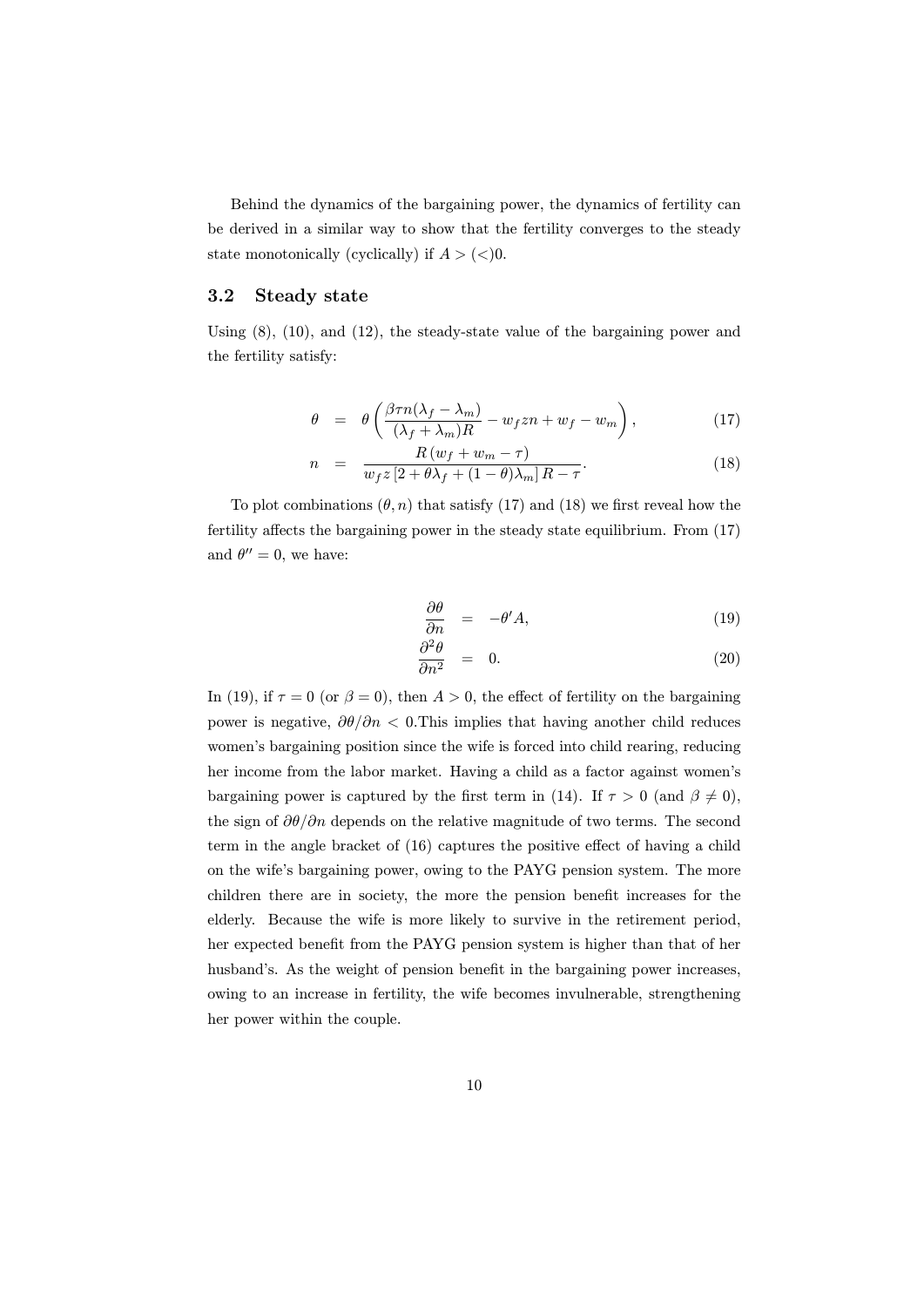Behind the dynamics of the bargaining power, the dynamics of fertility can be derived in a similar way to show that the fertility converges to the steady state monotonically (cyclically) if $A > (<) 0$.

### 3.2 Steady state

Using (8), (10), and (12), the steady-state value of the bargaining power and the fertility satisfy:

$$\theta = \theta\left(\frac{\beta\tau n(\lambda_f - \lambda_m)}{(\lambda_f + \lambda_m)R} - w_f z n + w_f - w_m\right), \tag{17}$$

$$n = \frac{R\left(w_f + w_m - \tau\right)}{w_f z\left[2 + \theta\lambda_f + (1-\theta)\lambda_m\right]R - \tau}. \tag{18}$$

To plot combinations $(\theta, n)$ that satisfy (17) and (18) we first reveal how the fertility affects the bargaining power in the steady state equilibrium. From (17) and $\theta'' = 0$, we have:

$$\frac{\partial\theta}{\partial n} = -\theta' A, \tag{19}$$

$$\frac{\partial^2\theta}{\partial n^2} = 0. \tag{20}$$

In (19), if $\tau = 0$ (or $\beta = 0$), then $A > 0$, the effect of fertility on the bargaining power is negative, $\partial\theta/\partial n < 0$.This implies that having another child reduces women's bargaining position since the wife is forced into child rearing, reducing her income from the labor market. Having a child as a factor against women's bargaining power is captured by the first term in (14). If $\tau > 0$ (and $\beta \neq 0$), the sign of $\partial\theta/\partial n$ depends on the relative magnitude of two terms. The second term in the angle bracket of (16) captures the positive effect of having a child on the wife's bargaining power, owing to the PAYG pension system. The more children there are in society, the more the pension benefit increases for the elderly. Because the wife is more likely to survive in the retirement period, her expected benefit from the PAYG pension system is higher than that of her husband's. As the weight of pension benefit in the bargaining power increases, owing to an increase in fertility, the wife becomes invulnerable, strengthening her power within the couple.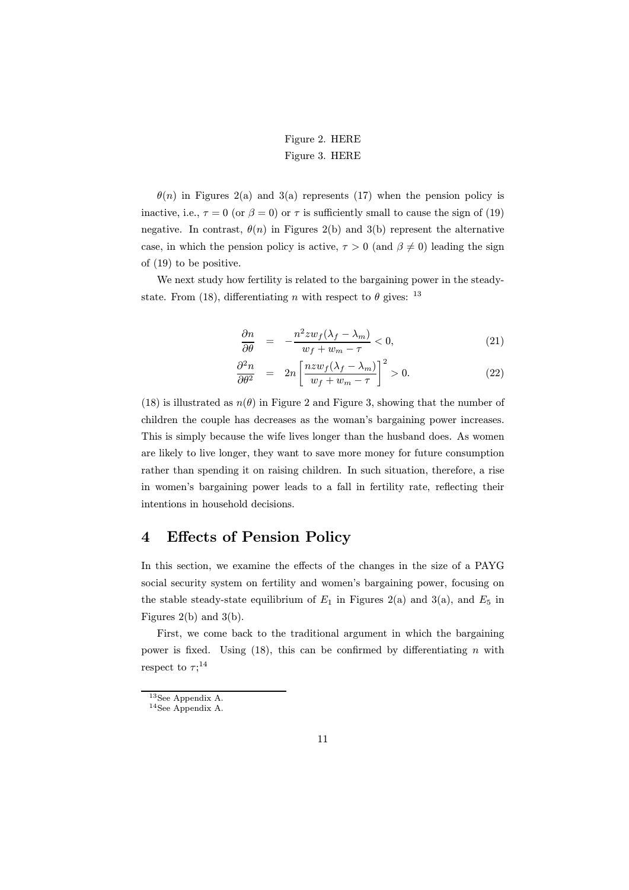Figure 2. HERE

Figure 3. HERE

$\theta(n)$ in Figures 2(a) and 3(a) represents (17) when the pension policy is inactive, i.e., $\tau = 0$ (or $\beta = 0$) or $\tau$ is sufficiently small to cause the sign of (19) negative. In contrast, $\theta(n)$ in Figures 2(b) and 3(b) represent the alternative case, in which the pension policy is active, $\tau > 0$ (and $\beta \neq 0$) leading the sign of (19) to be positive.

We next study how fertility is related to the bargaining power in the steady-state. From (18), differentiating $n$ with respect to $\theta$ gives: [13]

$$\frac{\partial n}{\partial \theta} = -\frac{n^2 z w_f(\lambda_f - \lambda_m)}{w_f + w_m - \tau} < 0, \tag{21}$$

$$\frac{\partial^2 n}{\partial \theta^2} = 2n \left[ \frac{n z w_f(\lambda_f - \lambda_m)}{w_f + w_m - \tau} \right]^2 > 0. \tag{22}$$

(18) is illustrated as $n(\theta)$ in Figure 2 and Figure 3, showing that the number of children the couple has decreases as the woman's bargaining power increases. This is simply because the wife lives longer than the husband does. As women are likely to live longer, they want to save more money for future consumption rather than spending it on raising children. In such situation, therefore, a rise in women's bargaining power leads to a fall in fertility rate, reflecting their intentions in household decisions.

## 4 Effects of Pension Policy

In this section, we examine the effects of the changes in the size of a PAYG social security system on fertility and women's bargaining power, focusing on the stable steady-state equilibrium of $E_1$ in Figures 2(a) and 3(a), and $E_5$ in Figures 2(b) and 3(b).

First, we come back to the traditional argument in which the bargaining power is fixed. Using (18), this can be confirmed by differentiating $n$ with respect to $\tau$;[14]

[13] See Appendix A.

[14] See Appendix A.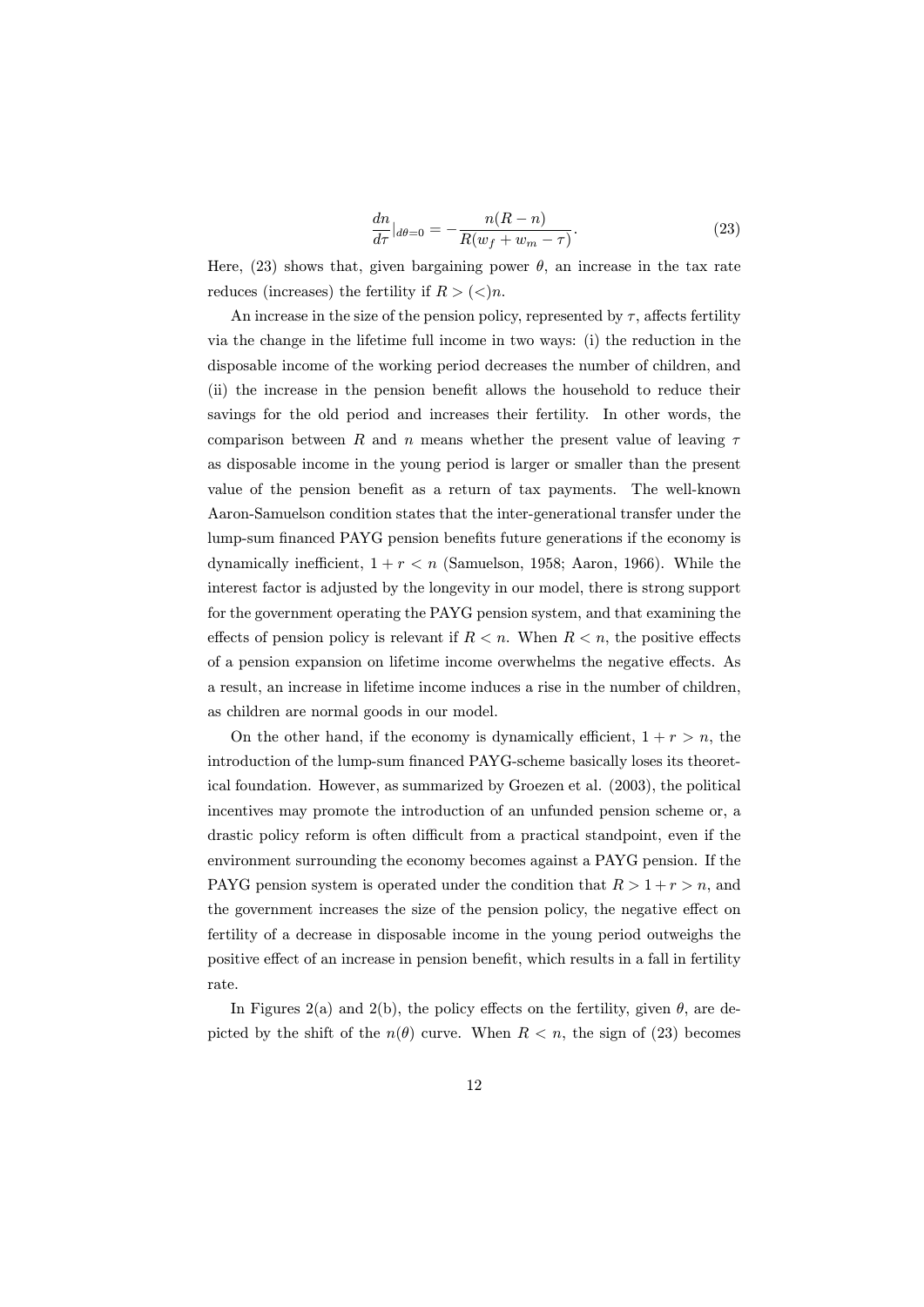$$\frac{dn}{d\tau}|_{d\theta=0} = -\frac{n(R-n)}{R(w_f + w_m - \tau)}. \tag{23}$$

Here, (23) shows that, given bargaining power $\theta$, an increase in the tax rate reduces (increases) the fertility if $R > (<) n$.

An increase in the size of the pension policy, represented by $\tau$, affects fertility via the change in the lifetime full income in two ways: (i) the reduction in the disposable income of the working period decreases the number of children, and (ii) the increase in the pension benefit allows the household to reduce their savings for the old period and increases their fertility. In other words, the comparison between $R$ and $n$ means whether the present value of leaving $\tau$ as disposable income in the young period is larger or smaller than the present value of the pension benefit as a return of tax payments. The well-known Aaron-Samuelson condition states that the inter-generational transfer under the lump-sum financed PAYG pension benefits future generations if the economy is dynamically inefficient, $1 + r < n$ (Samuelson, 1958; Aaron, 1966). While the interest factor is adjusted by the longevity in our model, there is strong support for the government operating the PAYG pension system, and that examining the effects of pension policy is relevant if $R < n$. When $R < n$, the positive effects of a pension expansion on lifetime income overwhelms the negative effects. As a result, an increase in lifetime income induces a rise in the number of children, as children are normal goods in our model.

On the other hand, if the economy is dynamically efficient, $1 + r > n$, the introduction of the lump-sum financed PAYG-scheme basically loses its theoretical foundation. However, as summarized by Groezen et al. (2003), the political incentives may promote the introduction of an unfunded pension scheme or, a drastic policy reform is often difficult from a practical standpoint, even if the environment surrounding the economy becomes against a PAYG pension. If the PAYG pension system is operated under the condition that $R > 1 + r > n$, and the government increases the size of the pension policy, the negative effect on fertility of a decrease in disposable income in the young period outweighs the positive effect of an increase in pension benefit, which results in a fall in fertility rate.

In Figures 2(a) and 2(b), the policy effects on the fertility, given $\theta$, are depicted by the shift of the $n(\theta)$ curve. When $R < n$, the sign of (23) becomes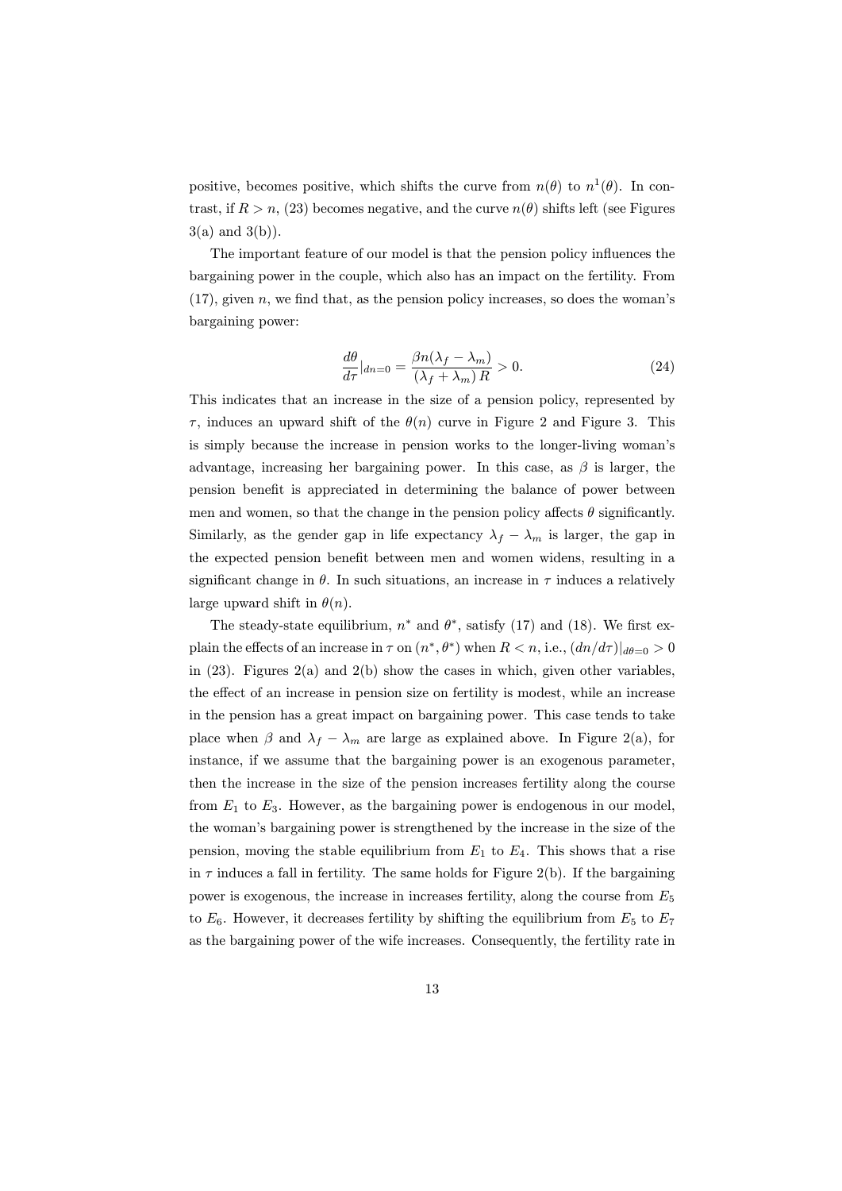positive, becomes positive, which shifts the curve from $n(\theta)$ to $n^1(\theta)$. In contrast, if $R > n$, (23) becomes negative, and the curve $n(\theta)$ shifts left (see Figures 3(a) and 3(b)).

The important feature of our model is that the pension policy influences the bargaining power in the couple, which also has an impact on the fertility. From (17), given $n$, we find that, as the pension policy increases, so does the woman's bargaining power:

$$\frac{d\theta}{d\tau}|_{dn=0} = \frac{\beta n(\lambda_f - \lambda_m)}{(\lambda_f + \lambda_m) R} > 0. \tag{24}$$

This indicates that an increase in the size of a pension policy, represented by $\tau$, induces an upward shift of the $\theta(n)$ curve in Figure 2 and Figure 3. This is simply because the increase in pension works to the longer-living woman's advantage, increasing her bargaining power. In this case, as $\beta$ is larger, the pension benefit is appreciated in determining the balance of power between men and women, so that the change in the pension policy affects $\theta$ significantly. Similarly, as the gender gap in life expectancy $\lambda_f - \lambda_m$ is larger, the gap in the expected pension benefit between men and women widens, resulting in a significant change in $\theta$. In such situations, an increase in $\tau$ induces a relatively large upward shift in $\theta(n)$.

The steady-state equilibrium, $n^*$ and $\theta^*$, satisfy (17) and (18). We first explain the effects of an increase in $\tau$ on $(n^*, \theta^*)$ when $R < n$, i.e., $(dn/d\tau)|_{d\theta=0} > 0$ in (23). Figures 2(a) and 2(b) show the cases in which, given other variables, the effect of an increase in pension size on fertility is modest, while an increase in the pension has a great impact on bargaining power. This case tends to take place when $\beta$ and $\lambda_f - \lambda_m$ are large as explained above. In Figure 2(a), for instance, if we assume that the bargaining power is an exogenous parameter, then the increase in the size of the pension increases fertility along the course from $E_1$ to $E_3$. However, as the bargaining power is endogenous in our model, the woman's bargaining power is strengthened by the increase in the size of the pension, moving the stable equilibrium from $E_1$ to $E_4$. This shows that a rise in $\tau$ induces a fall in fertility. The same holds for Figure 2(b). If the bargaining power is exogenous, the increase in increases fertility, along the course from $E_5$ to $E_6$. However, it decreases fertility by shifting the equilibrium from $E_5$ to $E_7$ as the bargaining power of the wife increases. Consequently, the fertility rate in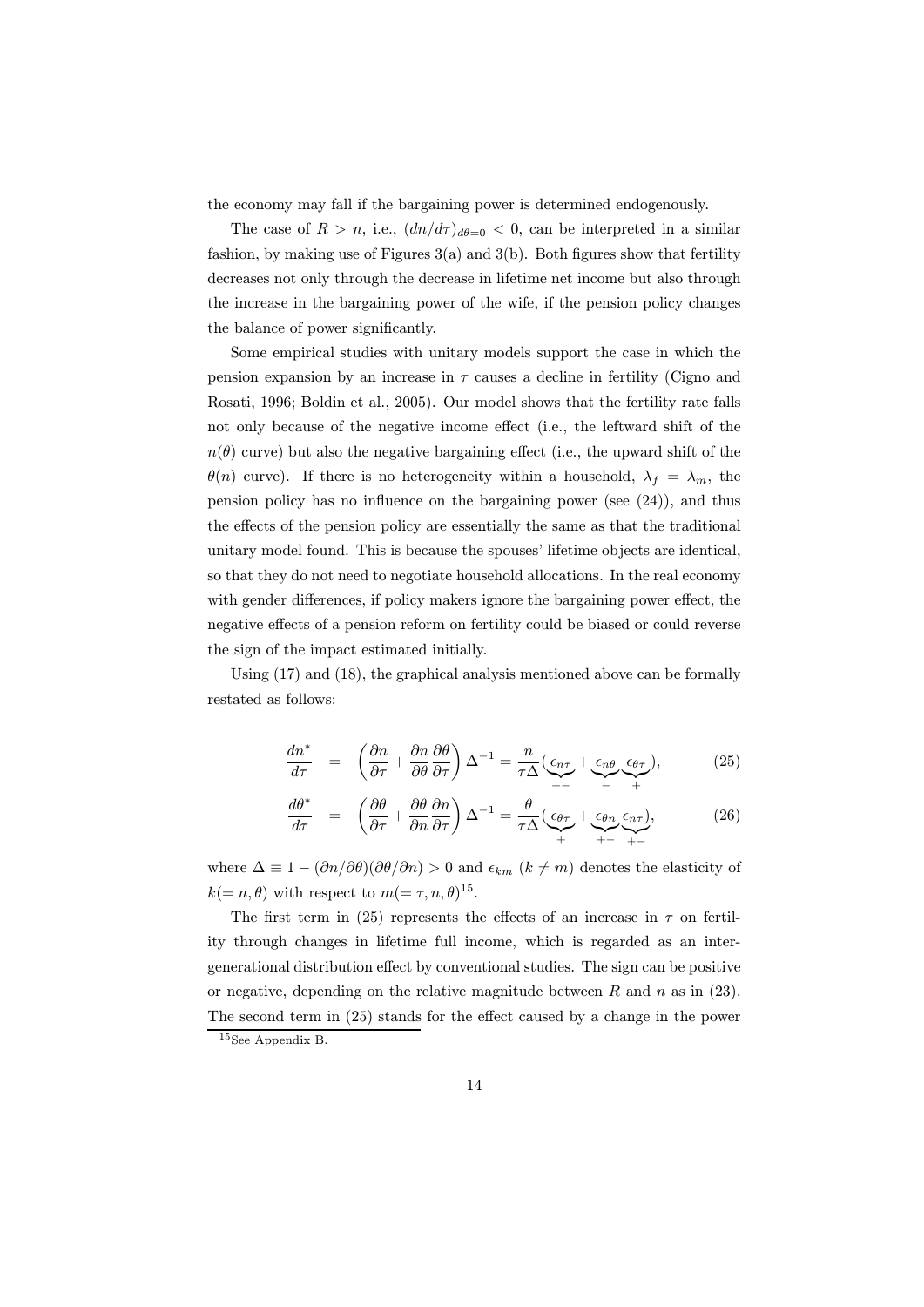the economy may fall if the bargaining power is determined endogenously.

The case of $R > n$, i.e., $(dn/d\tau)_{d\theta=0} < 0$, can be interpreted in a similar fashion, by making use of Figures 3(a) and 3(b). Both figures show that fertility decreases not only through the decrease in lifetime net income but also through the increase in the bargaining power of the wife, if the pension policy changes the balance of power significantly.

Some empirical studies with unitary models support the case in which the pension expansion by an increase in $\tau$ causes a decline in fertility (Cigno and Rosati, 1996; Boldin et al., 2005). Our model shows that the fertility rate falls not only because of the negative income effect (i.e., the leftward shift of the $n(\theta)$ curve) but also the negative bargaining effect (i.e., the upward shift of the $\theta(n)$ curve). If there is no heterogeneity within a household, $\lambda_f = \lambda_m$, the pension policy has no influence on the bargaining power (see (24)), and thus the effects of the pension policy are essentially the same as that the traditional unitary model found. This is because the spouses' lifetime objects are identical, so that they do not need to negotiate household allocations. In the real economy with gender differences, if policy makers ignore the bargaining power effect, the negative effects of a pension reform on fertility could be biased or could reverse the sign of the impact estimated initially.

Using (17) and (18), the graphical analysis mentioned above can be formally restated as follows:

$$\frac{dn^*}{d\tau} = \left(\frac{\partial n}{\partial \tau} + \frac{\partial n}{\partial \theta}\frac{\partial \theta}{\partial \tau}\right)\Delta^{-1} = \frac{n}{\tau\Delta}(\underbrace{\epsilon_{n\tau}}_{+-} + \underbrace{\epsilon_{n\theta}}_{-}\underbrace{\epsilon_{\theta\tau}}_{+}), \tag{25}$$

$$\frac{d\theta^*}{d\tau} = \left(\frac{\partial \theta}{\partial \tau} + \frac{\partial \theta}{\partial n}\frac{\partial n}{\partial \tau}\right)\Delta^{-1} = \frac{\theta}{\tau\Delta}(\underbrace{\epsilon_{\theta\tau}}_{+} + \underbrace{\epsilon_{\theta n}}_{+-}\underbrace{\epsilon_{n\tau}}_{+-}), \tag{26}$$

where $\Delta \equiv 1 - (\partial n/\partial \theta)(\partial \theta/\partial n) > 0$ and $\epsilon_{km}$ $(k \neq m)$ denotes the elasticity of $k(= n, \theta)$ with respect to $m(= \tau, n, \theta)$[15].

The first term in (25) represents the effects of an increase in $\tau$ on fertility through changes in lifetime full income, which is regarded as an intergenerational distribution effect by conventional studies. The sign can be positive or negative, depending on the relative magnitude between $R$ and $n$ as in (23). The second term in (25) stands for the effect caused by a change in the power

[15] See Appendix B.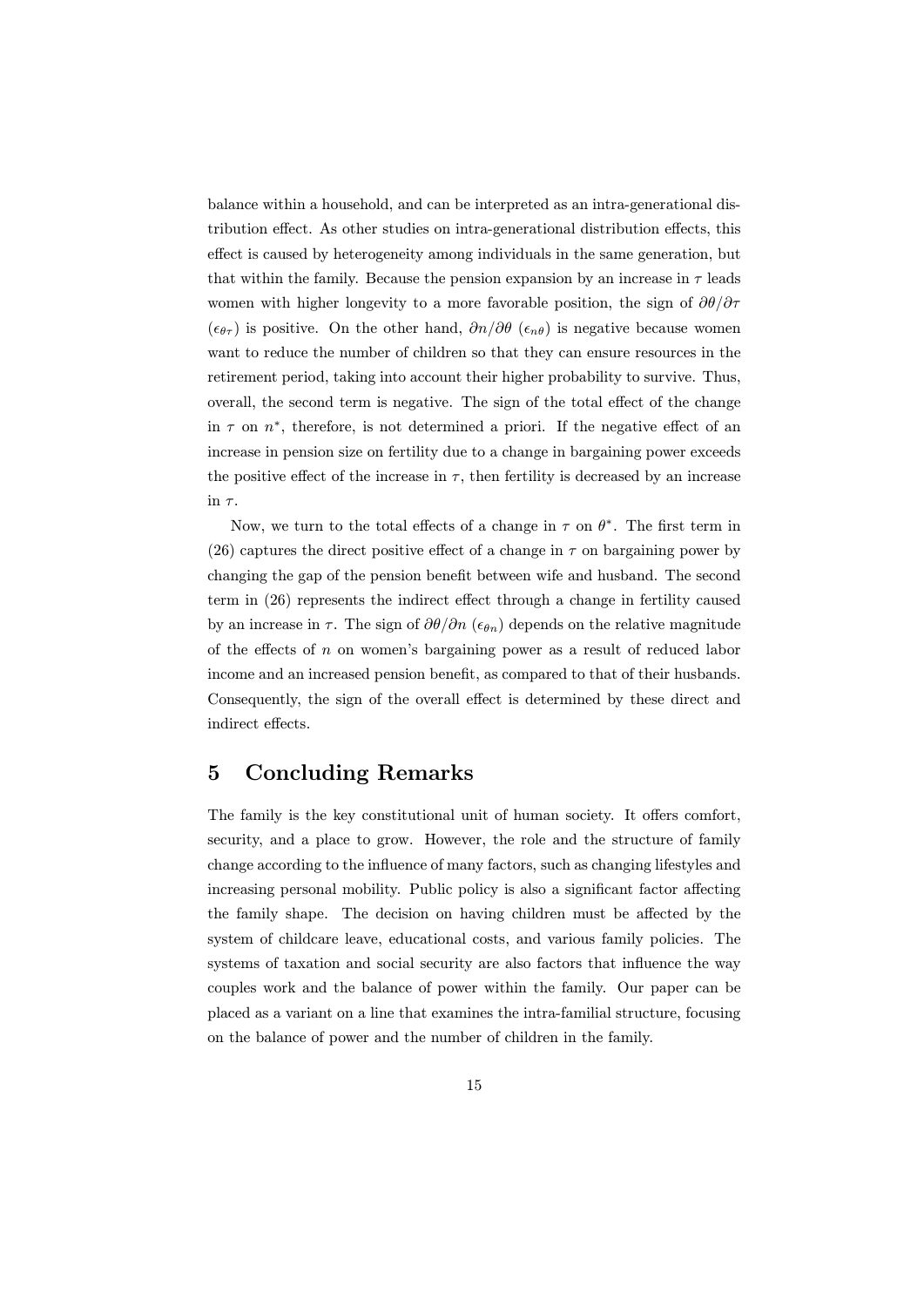balance within a household, and can be interpreted as an intra-generational distribution effect. As other studies on intra-generational distribution effects, this effect is caused by heterogeneity among individuals in the same generation, but that within the family. Because the pension expansion by an increase in $\tau$ leads women with higher longevity to a more favorable position, the sign of $\partial\theta/\partial\tau$ ($\epsilon_{\theta\tau}$) is positive. On the other hand, $\partial n/\partial\theta$ ($\epsilon_{n\theta}$) is negative because women want to reduce the number of children so that they can ensure resources in the retirement period, taking into account their higher probability to survive. Thus, overall, the second term is negative. The sign of the total effect of the change in $\tau$ on $n^*$, therefore, is not determined a priori. If the negative effect of an increase in pension size on fertility due to a change in bargaining power exceeds the positive effect of the increase in $\tau$, then fertility is decreased by an increase in $\tau$.

Now, we turn to the total effects of a change in $\tau$ on $\theta^*$. The first term in (26) captures the direct positive effect of a change in $\tau$ on bargaining power by changing the gap of the pension benefit between wife and husband. The second term in (26) represents the indirect effect through a change in fertility caused by an increase in $\tau$. The sign of $\partial\theta/\partial n$ ($\epsilon_{\theta n}$) depends on the relative magnitude of the effects of $n$ on women's bargaining power as a result of reduced labor income and an increased pension benefit, as compared to that of their husbands. Consequently, the sign of the overall effect is determined by these direct and indirect effects.

## 5 Concluding Remarks

The family is the key constitutional unit of human society. It offers comfort, security, and a place to grow. However, the role and the structure of family change according to the influence of many factors, such as changing lifestyles and increasing personal mobility. Public policy is also a significant factor affecting the family shape. The decision on having children must be affected by the system of childcare leave, educational costs, and various family policies. The systems of taxation and social security are also factors that influence the way couples work and the balance of power within the family. Our paper can be placed as a variant on a line that examines the intra-familial structure, focusing on the balance of power and the number of children in the family.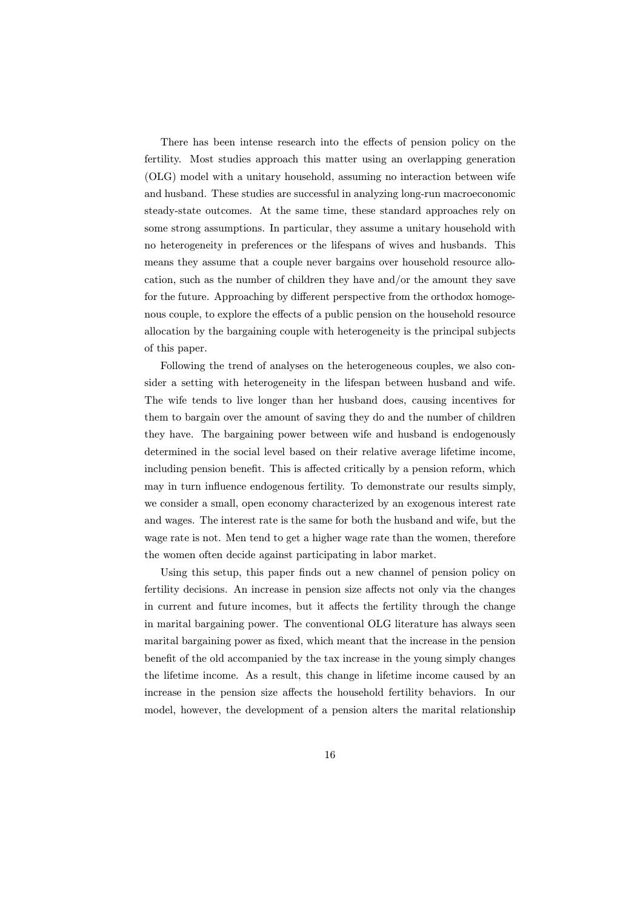There has been intense research into the effects of pension policy on the fertility. Most studies approach this matter using an overlapping generation (OLG) model with a unitary household, assuming no interaction between wife and husband. These studies are successful in analyzing long-run macroeconomic steady-state outcomes. At the same time, these standard approaches rely on some strong assumptions. In particular, they assume a unitary household with no heterogeneity in preferences or the lifespans of wives and husbands. This means they assume that a couple never bargains over household resource allocation, such as the number of children they have and/or the amount they save for the future. Approaching by different perspective from the orthodox homogenous couple, to explore the effects of a public pension on the household resource allocation by the bargaining couple with heterogeneity is the principal subjects of this paper.

Following the trend of analyses on the heterogeneous couples, we also consider a setting with heterogeneity in the lifespan between husband and wife. The wife tends to live longer than her husband does, causing incentives for them to bargain over the amount of saving they do and the number of children they have. The bargaining power between wife and husband is endogenously determined in the social level based on their relative average lifetime income, including pension benefit. This is affected critically by a pension reform, which may in turn influence endogenous fertility. To demonstrate our results simply, we consider a small, open economy characterized by an exogenous interest rate and wages. The interest rate is the same for both the husband and wife, but the wage rate is not. Men tend to get a higher wage rate than the women, therefore the women often decide against participating in labor market.

Using this setup, this paper finds out a new channel of pension policy on fertility decisions. An increase in pension size affects not only via the changes in current and future incomes, but it affects the fertility through the change in marital bargaining power. The conventional OLG literature has always seen marital bargaining power as fixed, which meant that the increase in the pension benefit of the old accompanied by the tax increase in the young simply changes the lifetime income. As a result, this change in lifetime income caused by an increase in the pension size affects the household fertility behaviors. In our model, however, the development of a pension alters the marital relationship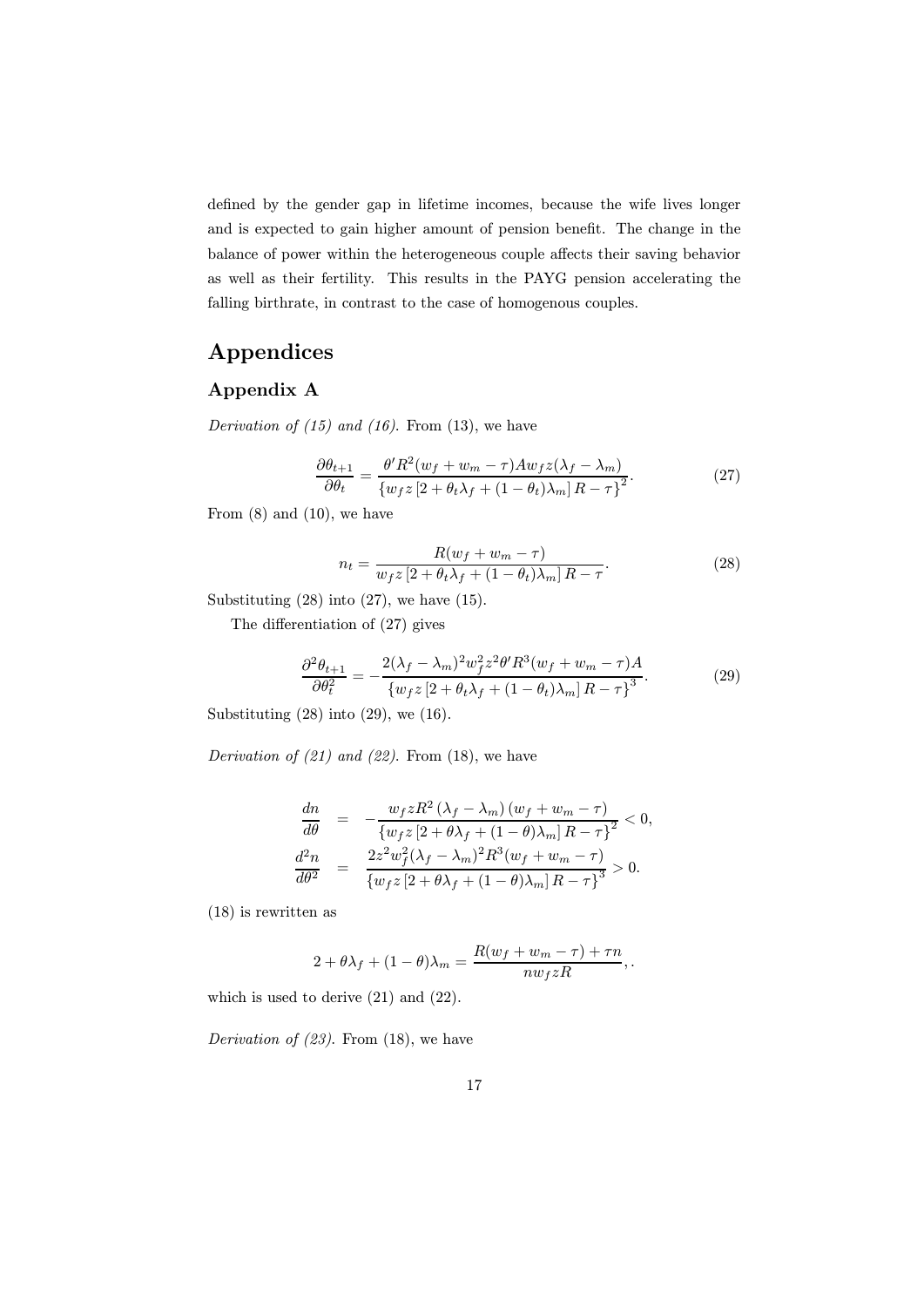defined by the gender gap in lifetime incomes, because the wife lives longer and is expected to gain higher amount of pension benefit. The change in the balance of power within the heterogeneous couple affects their saving behavior as well as their fertility. This results in the PAYG pension accelerating the falling birthrate, in contrast to the case of homogenous couples.

# Appendices

## Appendix A

*Derivation of (15) and (16).* From (13), we have

$$\frac{\partial \theta_{t+1}}{\partial \theta_t} = \frac{\theta' R^2 (w_f + w_m - \tau) A w_f z (\lambda_f - \lambda_m)}{\left\{ w_f z \left[ 2 + \theta_t \lambda_f + (1 - \theta_t) \lambda_m \right] R - \tau \right\}^2}. \tag{27}$$

From (8) and (10), we have

$$n_t = \frac{R(w_f + w_m - \tau)}{w_f z \left[ 2 + \theta_t \lambda_f + (1 - \theta_t) \lambda_m \right] R - \tau}. \tag{28}$$

Substituting (28) into (27), we have (15).

The differentiation of (27) gives

$$\frac{\partial^2 \theta_{t+1}}{\partial \theta_t^2} = -\frac{2(\lambda_f - \lambda_m)^2 w_f^2 z^2 \theta' R^3 (w_f + w_m - \tau) A}{\left\{ w_f z \left[ 2 + \theta_t \lambda_f + (1 - \theta_t) \lambda_m \right] R - \tau \right\}^3}. \tag{29}$$

Substituting (28) into (29), we (16).

*Derivation of (21) and (22).* From (18), we have

$$\begin{aligned}
\frac{dn}{d\theta} &= -\frac{w_f z R^2 (\lambda_f - \lambda_m)(w_f + w_m - \tau)}{\left\{ w_f z \left[ 2 + \theta \lambda_f + (1 - \theta) \lambda_m \right] R - \tau \right\}^2} < 0, \\
\frac{d^2 n}{d\theta^2} &= \frac{2 z^2 w_f^2 (\lambda_f - \lambda_m)^2 R^3 (w_f + w_m - \tau)}{\left\{ w_f z \left[ 2 + \theta \lambda_f + (1 - \theta) \lambda_m \right] R - \tau \right\}^3} > 0.
\end{aligned}$$

(18) is rewritten as

$$2 + \theta \lambda_f + (1 - \theta) \lambda_m = \frac{R(w_f + w_m - \tau) + \tau n}{n w_f z R}, .$$

which is used to derive (21) and (22).

*Derivation of (23).* From (18), we have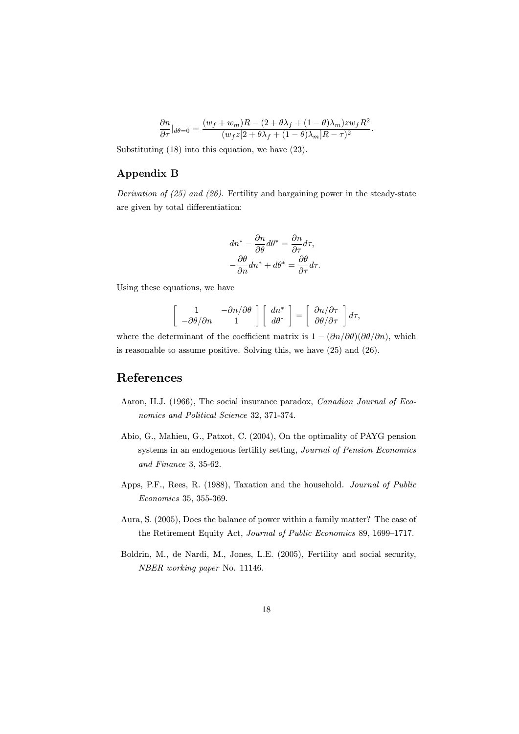$$\frac{\partial n}{\partial \tau}|_{d\theta=0} = \frac{(w_f + w_m)R - (2 + \theta\lambda_f + (1-\theta)\lambda_m)zw_f R^2}{(w_f z[2 + \theta\lambda_f + (1-\theta)\lambda_m]R - \tau)^2}.$$

Substituting (18) into this equation, we have (23).

## Appendix B

*Derivation of (25) and (26).* Fertility and bargaining power in the steady-state are given by total differentiation:

$$dn^* - \frac{\partial n}{\partial \theta} d\theta^* = \frac{\partial n}{\partial \tau} d\tau,$$
$$-\frac{\partial \theta}{\partial n} dn^* + d\theta^* = \frac{\partial \theta}{\partial \tau} d\tau.$$

Using these equations, we have

$$\begin{bmatrix} 1 & -\partial n/\partial \theta \\ -\partial \theta/\partial n & 1 \end{bmatrix} \begin{bmatrix} dn^* \\ d\theta^* \end{bmatrix} = \begin{bmatrix} \partial n/\partial \tau \\ \partial \theta/\partial \tau \end{bmatrix} d\tau,$$

where the determinant of the coefficient matrix is $1 - (\partial n/\partial \theta)(\partial \theta/\partial n)$, which is reasonable to assume positive. Solving this, we have (25) and (26).

# References

Aaron, H.J. (1966), The social insurance paradox, *Canadian Journal of Economics and Political Science* 32, 371-374.

Abio, G., Mahieu, G., Patxot, C. (2004), On the optimality of PAYG pension systems in an endogenous fertility setting, *Journal of Pension Economics and Finance* 3, 35-62.

Apps, P.F., Rees, R. (1988), Taxation and the household. *Journal of Public Economics* 35, 355-369.

Aura, S. (2005), Does the balance of power within a family matter? The case of the Retirement Equity Act, *Journal of Public Economics* 89, 1699–1717.

Boldrin, M., de Nardi, M., Jones, L.E. (2005), Fertility and social security, *NBER working paper* No. 11146.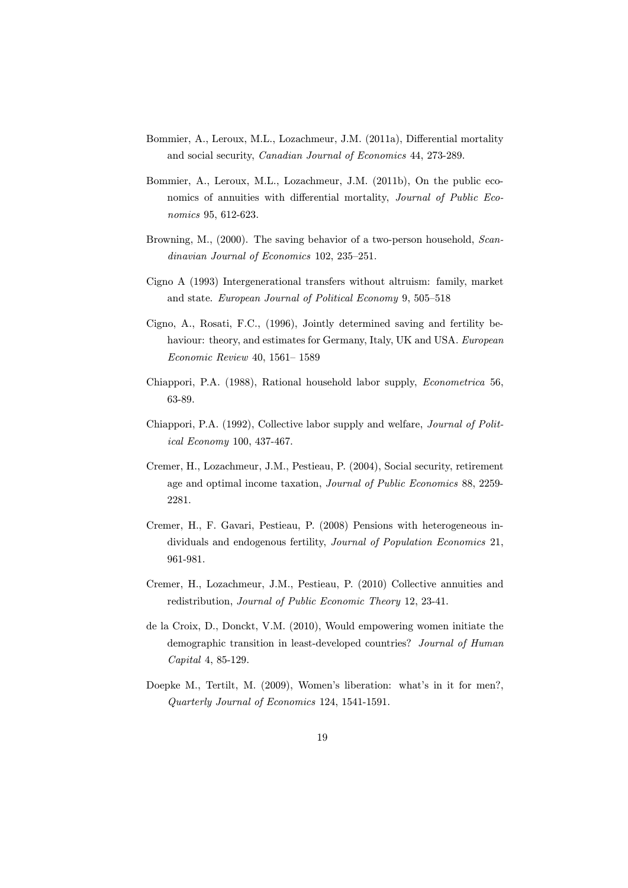Bommier, A., Leroux, M.L., Lozachmeur, J.M. (2011a), Differential mortality and social security, *Canadian Journal of Economics* 44, 273-289.

Bommier, A., Leroux, M.L., Lozachmeur, J.M. (2011b), On the public economics of annuities with differential mortality, *Journal of Public Economics* 95, 612-623.

Browning, M., (2000). The saving behavior of a two-person household, *Scandinavian Journal of Economics* 102, 235–251.

Cigno A (1993) Intergenerational transfers without altruism: family, market and state. *European Journal of Political Economy* 9, 505–518

Cigno, A., Rosati, F.C., (1996), Jointly determined saving and fertility behaviour: theory, and estimates for Germany, Italy, UK and USA. *European Economic Review* 40, 1561– 1589

Chiappori, P.A. (1988), Rational household labor supply, *Econometrica* 56, 63-89.

Chiappori, P.A. (1992), Collective labor supply and welfare, *Journal of Political Economy* 100, 437-467.

Cremer, H., Lozachmeur, J.M., Pestieau, P. (2004), Social security, retirement age and optimal income taxation, *Journal of Public Economics* 88, 2259-2281.

Cremer, H., F. Gavari, Pestieau, P. (2008) Pensions with heterogeneous individuals and endogenous fertility, *Journal of Population Economics* 21, 961-981.

Cremer, H., Lozachmeur, J.M., Pestieau, P. (2010) Collective annuities and redistribution, *Journal of Public Economic Theory* 12, 23-41.

de la Croix, D., Donckt, V.M. (2010), Would empowering women initiate the demographic transition in least-developed countries? *Journal of Human Capital* 4, 85-129.

Doepke M., Tertilt, M. (2009), Women's liberation: what's in it for men?, *Quarterly Journal of Economics* 124, 1541-1591.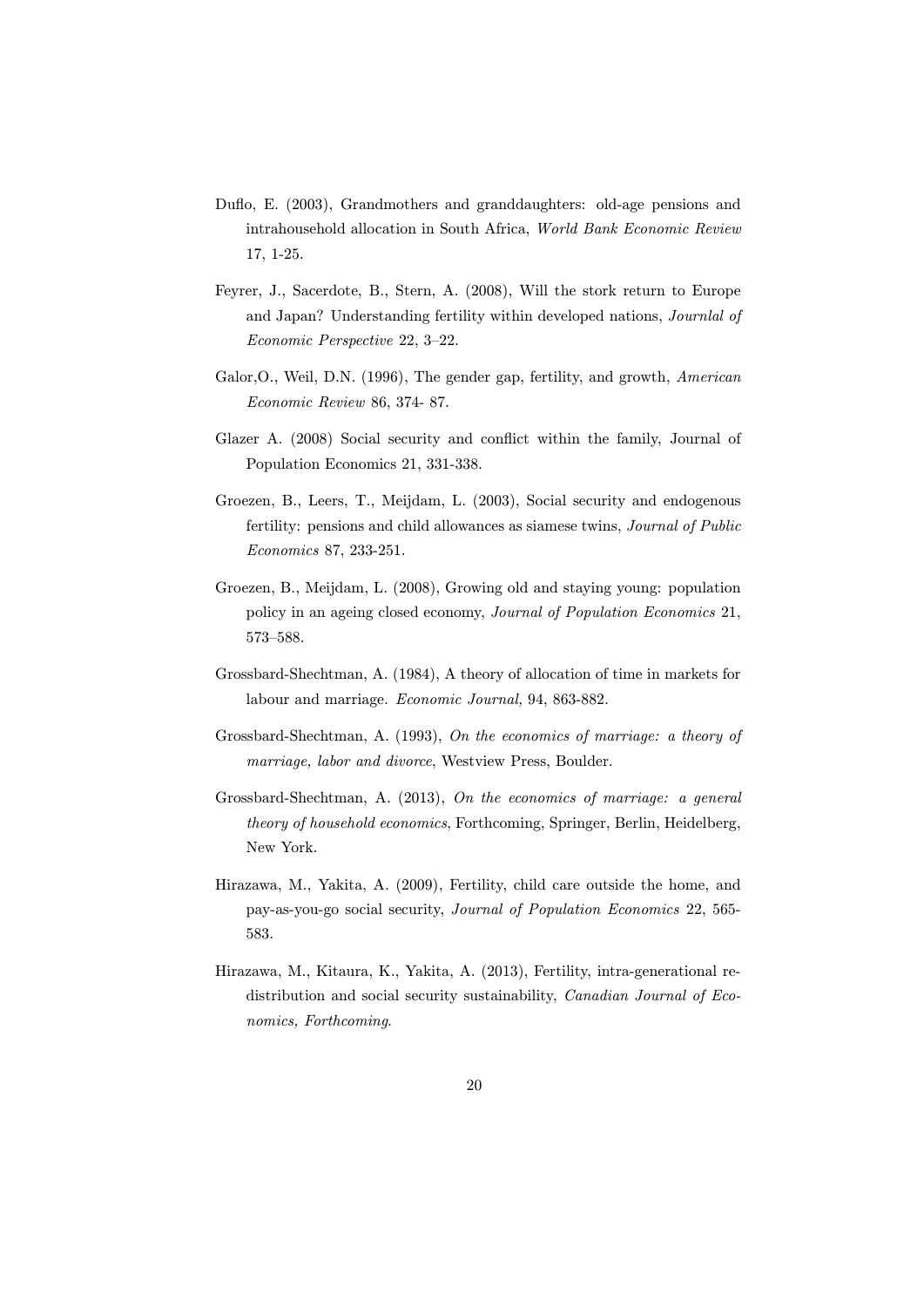Duflo, E. (2003), Grandmothers and granddaughters: old-age pensions and intrahousehold allocation in South Africa, *World Bank Economic Review* 17, 1-25.

Feyrer, J., Sacerdote, B., Stern, A. (2008), Will the stork return to Europe and Japan? Understanding fertility within developed nations, *Journlal of Economic Perspective* 22, 3–22.

Galor,O., Weil, D.N. (1996), The gender gap, fertility, and growth, *American Economic Review* 86, 374- 87.

Glazer A. (2008) Social security and conflict within the family, Journal of Population Economics 21, 331-338.

Groezen, B., Leers, T., Meijdam, L. (2003), Social security and endogenous fertility: pensions and child allowances as siamese twins, *Journal of Public Economics* 87, 233-251.

Groezen, B., Meijdam, L. (2008), Growing old and staying young: population policy in an ageing closed economy, *Journal of Population Economics* 21, 573–588.

Grossbard-Shechtman, A. (1984), A theory of allocation of time in markets for labour and marriage. *Economic Journal,* 94, 863-882.

Grossbard-Shechtman, A. (1993), *On the economics of marriage: a theory of marriage, labor and divorce*, Westview Press, Boulder.

Grossbard-Shechtman, A. (2013), *On the economics of marriage: a general theory of household economics*, Forthcoming, Springer, Berlin, Heidelberg, New York.

Hirazawa, M., Yakita, A. (2009), Fertility, child care outside the home, and pay-as-you-go social security, *Journal of Population Economics* 22, 565-583.

Hirazawa, M., Kitaura, K., Yakita, A. (2013), Fertility, intra-generational redistribution and social security sustainability, *Canadian Journal of Economics, Forthcoming*.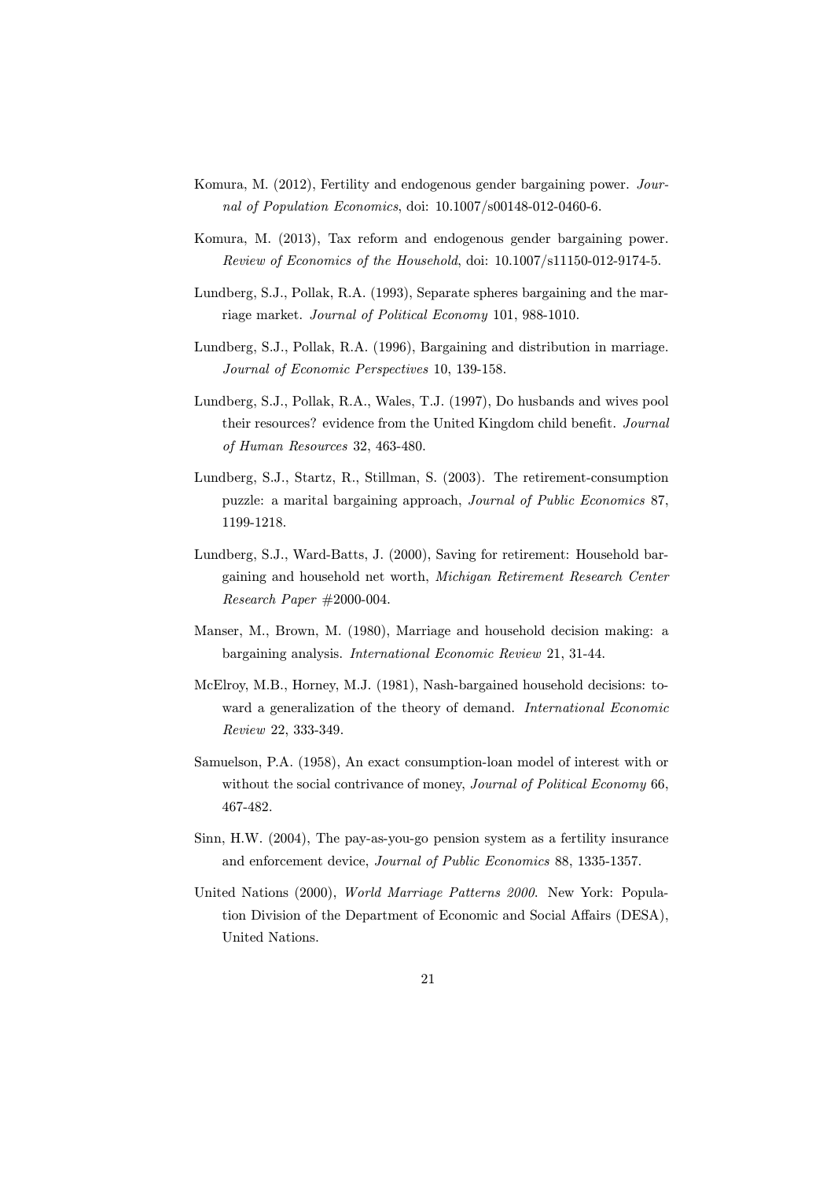Komura, M. (2012), Fertility and endogenous gender bargaining power. *Journal of Population Economics*, doi: 10.1007/s00148-012-0460-6.

Komura, M. (2013), Tax reform and endogenous gender bargaining power. *Review of Economics of the Household*, doi: 10.1007/s11150-012-9174-5.

Lundberg, S.J., Pollak, R.A. (1993), Separate spheres bargaining and the marriage market. *Journal of Political Economy* 101, 988-1010.

Lundberg, S.J., Pollak, R.A. (1996), Bargaining and distribution in marriage. *Journal of Economic Perspectives* 10, 139-158.

Lundberg, S.J., Pollak, R.A., Wales, T.J. (1997), Do husbands and wives pool their resources? evidence from the United Kingdom child benefit. *Journal of Human Resources* 32, 463-480.

Lundberg, S.J., Startz, R., Stillman, S. (2003). The retirement-consumption puzzle: a marital bargaining approach, *Journal of Public Economics* 87, 1199-1218.

Lundberg, S.J., Ward-Batts, J. (2000), Saving for retirement: Household bargaining and household net worth, *Michigan Retirement Research Center Research Paper* #2000-004.

Manser, M., Brown, M. (1980), Marriage and household decision making: a bargaining analysis. *International Economic Review* 21, 31-44.

McElroy, M.B., Horney, M.J. (1981), Nash-bargained household decisions: toward a generalization of the theory of demand. *International Economic Review* 22, 333-349.

Samuelson, P.A. (1958), An exact consumption-loan model of interest with or without the social contrivance of money, *Journal of Political Economy* 66, 467-482.

Sinn, H.W. (2004), The pay-as-you-go pension system as a fertility insurance and enforcement device, *Journal of Public Economics* 88, 1335-1357.

United Nations (2000), *World Marriage Patterns 2000.* New York: Population Division of the Department of Economic and Social Affairs (DESA), United Nations.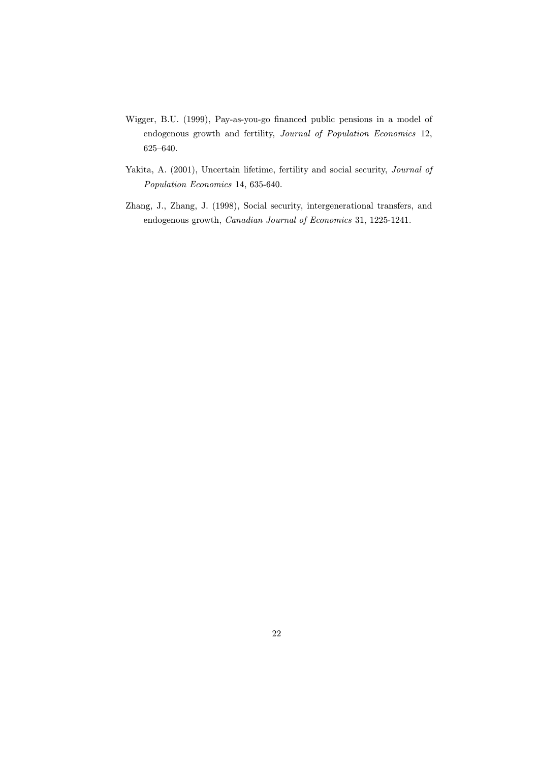Wigger, B.U. (1999), Pay-as-you-go financed public pensions in a model of endogenous growth and fertility, *Journal of Population Economics* 12, 625–640.

Yakita, A. (2001), Uncertain lifetime, fertility and social security, *Journal of Population Economics* 14, 635-640.

Zhang, J., Zhang, J. (1998), Social security, intergenerational transfers, and endogenous growth, *Canadian Journal of Economics* 31, 1225-1241.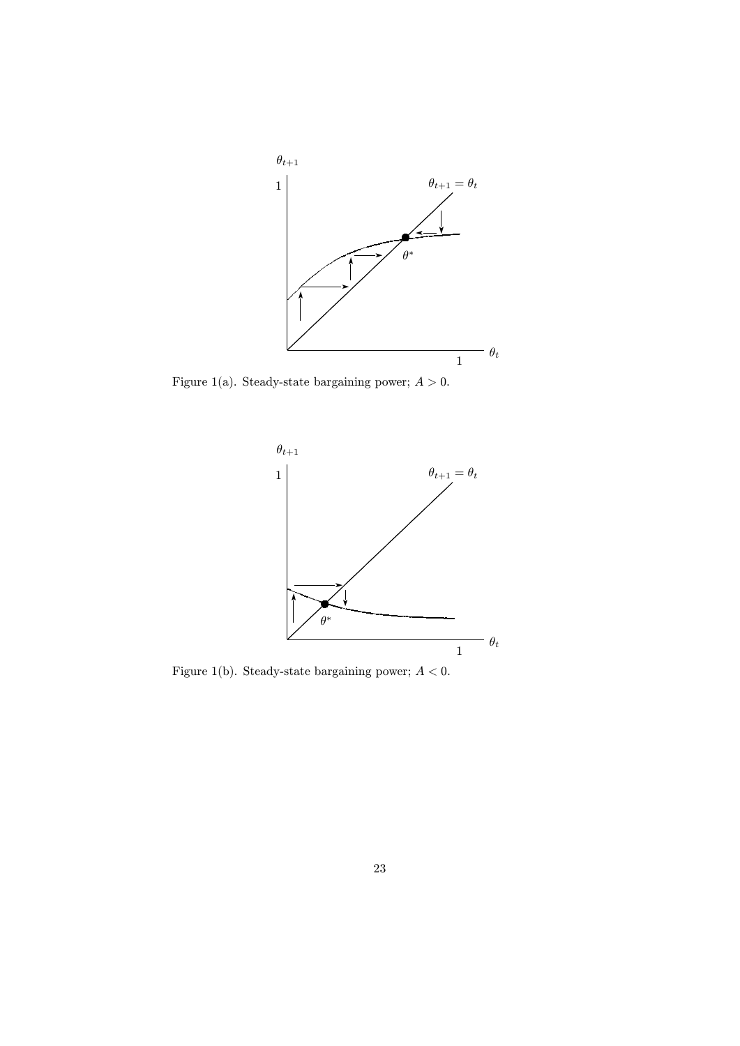Figure 1(a). Steady-state bargaining power; $A > 0$.

Figure 1(b). Steady-state bargaining power; $A < 0$.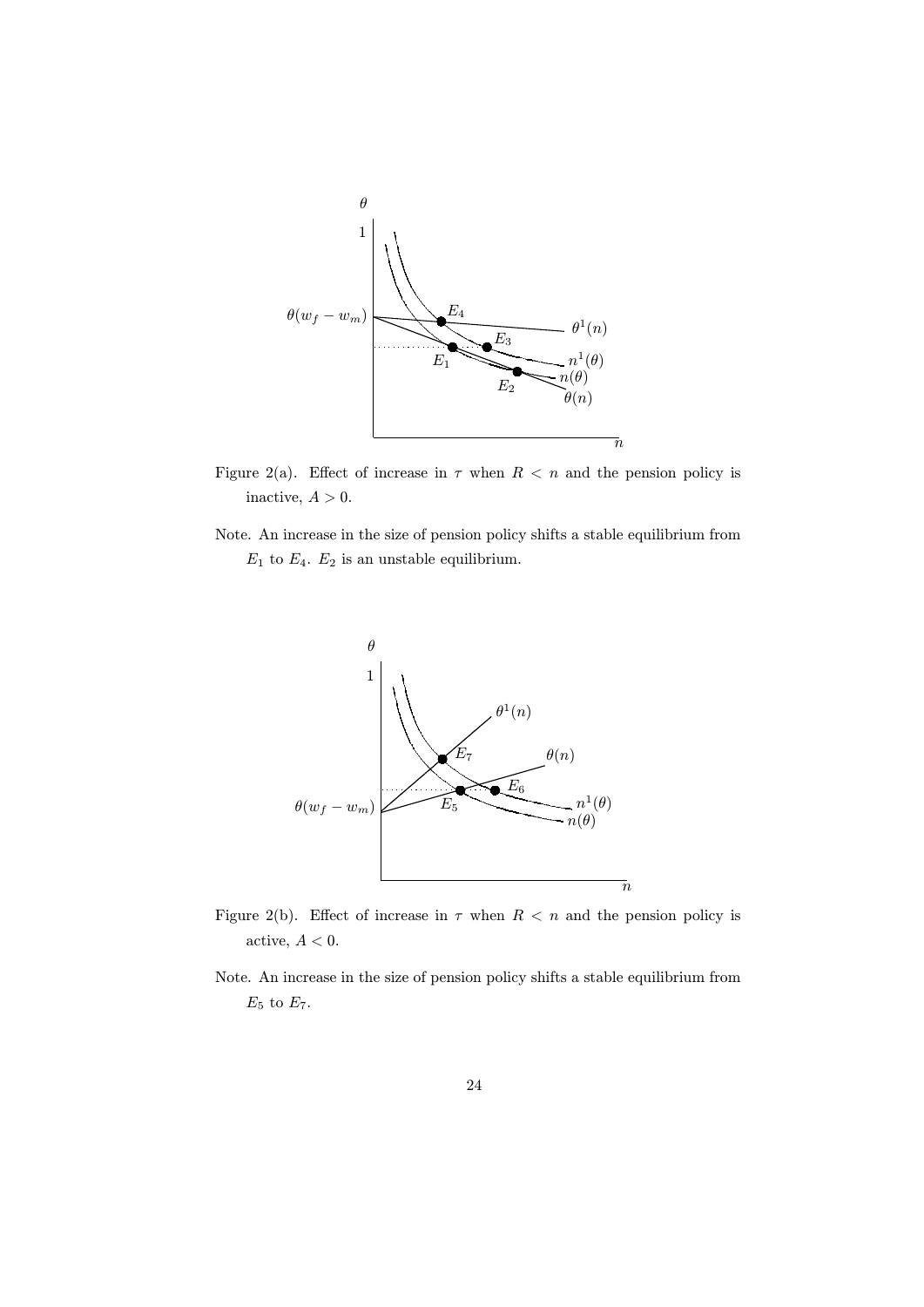Figure 2(a). Effect of increase in $\tau$ when $R < n$ and the pension policy is inactive, $A > 0$.

Note. An increase in the size of pension policy shifts a stable equilibrium from $E_1$ to $E_4$. $E_2$ is an unstable equilibrium.

Figure 2(b). Effect of increase in $\tau$ when $R < n$ and the pension policy is active, $A < 0$.

Note. An increase in the size of pension policy shifts a stable equilibrium from $E_5$ to $E_7$.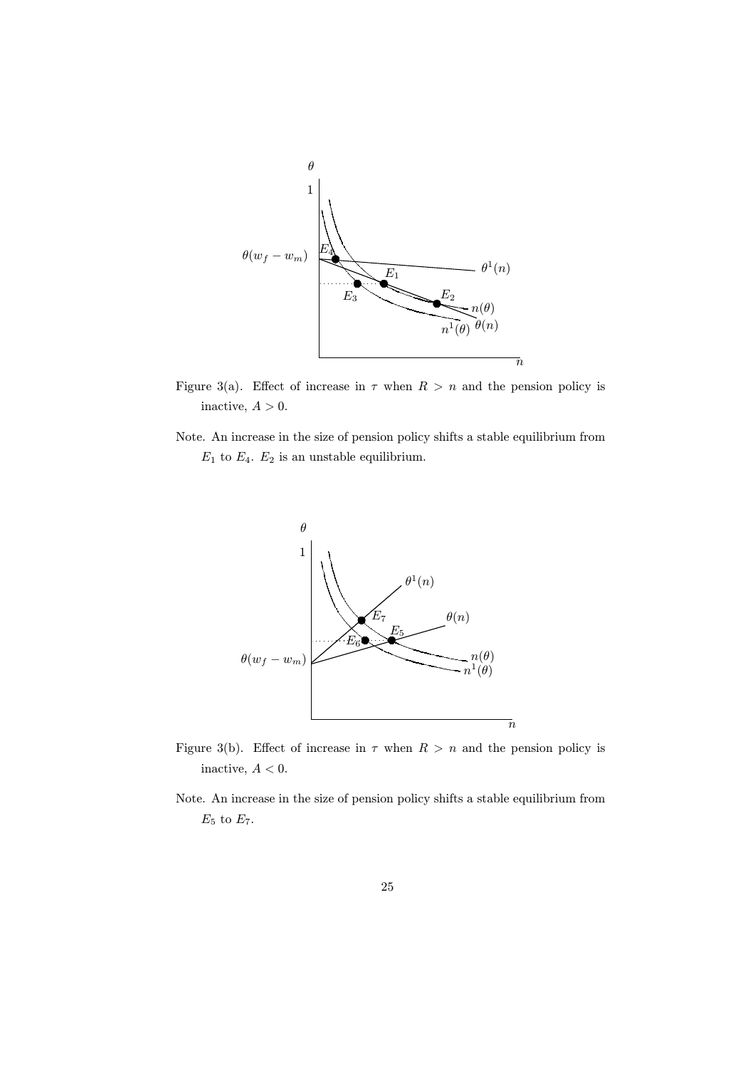$\theta$

1

$\theta(w_f - w_m)$

$E_4$

$\theta^1(n)$

$E_1$

$E_3$

$E_2$

$n(\theta)$

$n^1(\theta)$ $\theta(n)$

$n$

Figure 3(a). Effect of increase in $\tau$ when $R > n$ and the pension policy is inactive, $A > 0$.

Note. An increase in the size of pension policy shifts a stable equilibrium from $E_1$ to $E_4$. $E_2$ is an unstable equilibrium.

$\theta$

1

$\theta^1(n)$

$E_7$

$\theta(n)$

$E_5$

$E_6$

$n(\theta)$

$\theta(w_f - w_m)$

$n^1(\theta)$

$n$

Figure 3(b). Effect of increase in $\tau$ when $R > n$ and the pension policy is inactive, $A < 0$.

Note. An increase in the size of pension policy shifts a stable equilibrium from $E_5$ to $E_7$.